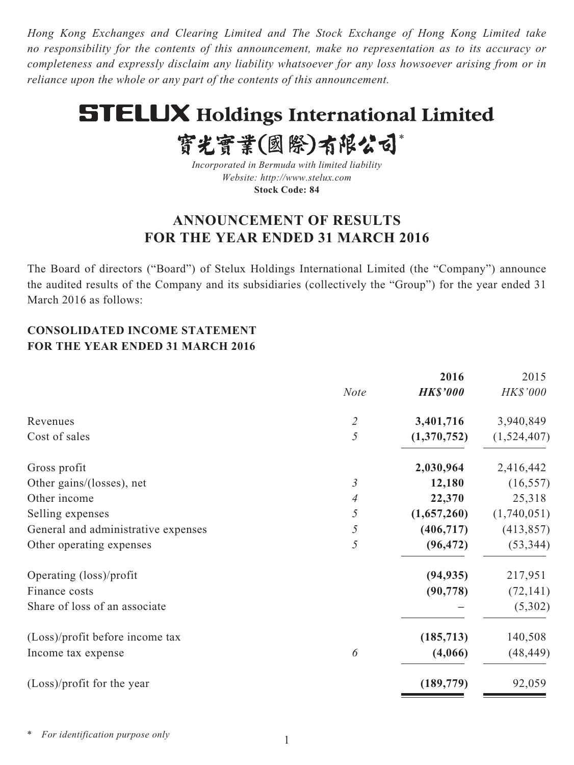*Hong Kong Exchanges and Clearing Limited and The Stock Exchange of Hong Kong Limited take no responsibility for the contents of this announcement, make no representation as to its accuracy or completeness and expressly disclaim any liability whatsoever for any loss howsoever arising from or in reliance upon the whole or any part of the contents of this announcement.*

# STELUX Holdings International Limited

# 寶光實業(國際)有限公司*

*Incorporated in Bermuda with limited liability*
*Website: http://www.stelux.com*
**Stock Code: 84**

## ANNOUNCEMENT OF RESULTS FOR THE YEAR ENDED 31 MARCH 2016

The Board of directors ("Board") of Stelux Holdings International Limited (the "Company") announce the audited results of the Company and its subsidiaries (collectively the "Group") for the year ended 31 March 2016 as follows:

### CONSOLIDATED INCOME STATEMENT FOR THE YEAR ENDED 31 MARCH 2016

| | Note | 2016 | 2015 |
|---|---|---|---|
| | | ***HK$'000*** | *HK$'000* |
| Revenues | *2* | **3,401,716** | 3,940,849 |
| Cost of sales | *5* | **(1,370,752)** | (1,524,407) |
| Gross profit | | **2,030,964** | 2,416,442 |
| Other gains/(losses), net | *3* | **12,180** | (16,557) |
| Other income | *4* | **22,370** | 25,318 |
| Selling expenses | *5* | **(1,657,260)** | (1,740,051) |
| General and administrative expenses | *5* | **(406,717)** | (413,857) |
| Other operating expenses | *5* | **(96,472)** | (53,344) |
| Operating (loss)/profit | | **(94,935)** | 217,951 |
| Finance costs | | **(90,778)** | (72,141) |
| Share of loss of an associate | | **–** | (5,302) |
| (Loss)/profit before income tax | | **(185,713)** | 140,508 |
| Income tax expense | *6* | **(4,066)** | (48,449) |
| (Loss)/profit for the year | | **(189,779)** | 92,059 |

\* *For identification purpose only*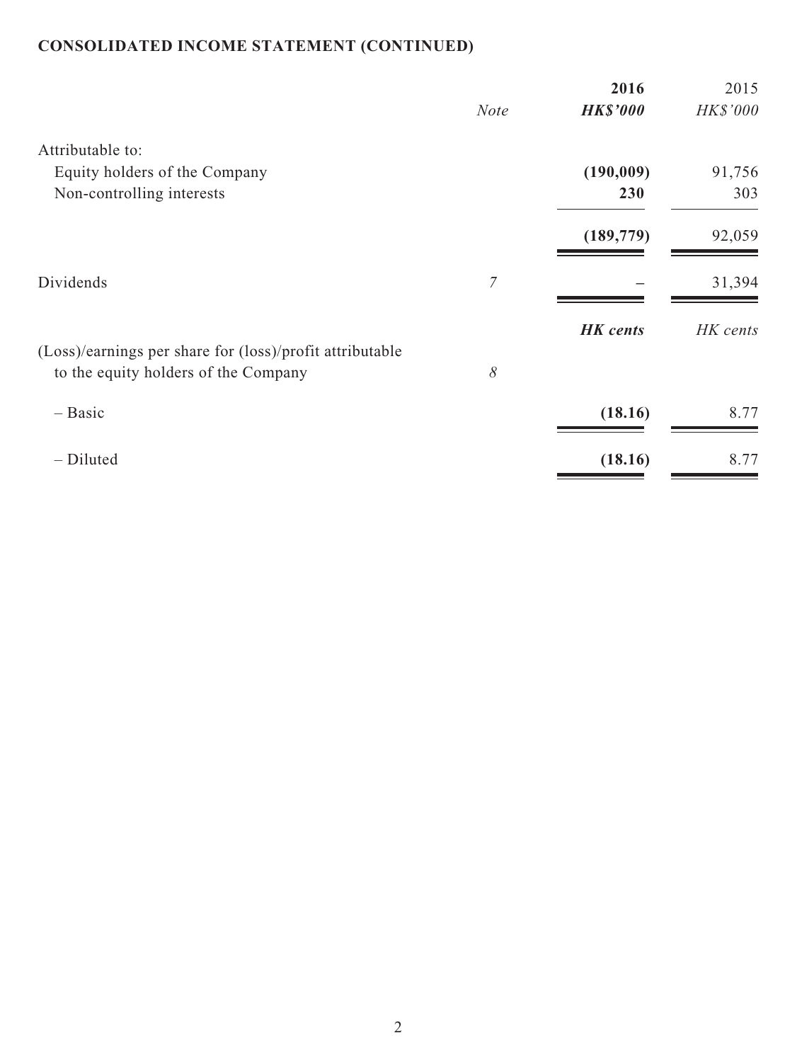## CONSOLIDATED INCOME STATEMENT (CONTINUED)

| | *Note* | **2016** | 2015 |
|---|---|---|---|
| | | ***HK$'000*** | *HK$'000* |
| Attributable to: | | | |
| Equity holders of the Company | | **(190,009)** | 91,756 |
| Non-controlling interests | | **230** | 303 |
| | | **(189,779)** | 92,059 |
| Dividends | *7* | **–** | 31,394 |
| | | ***HK cents*** | *HK cents* |
| (Loss)/earnings per share for (loss)/profit attributable to the equity holders of the Company | *8* | | |
| – Basic | | **(18.16)** | 8.77 |
| – Diluted | | **(18.16)** | 8.77 |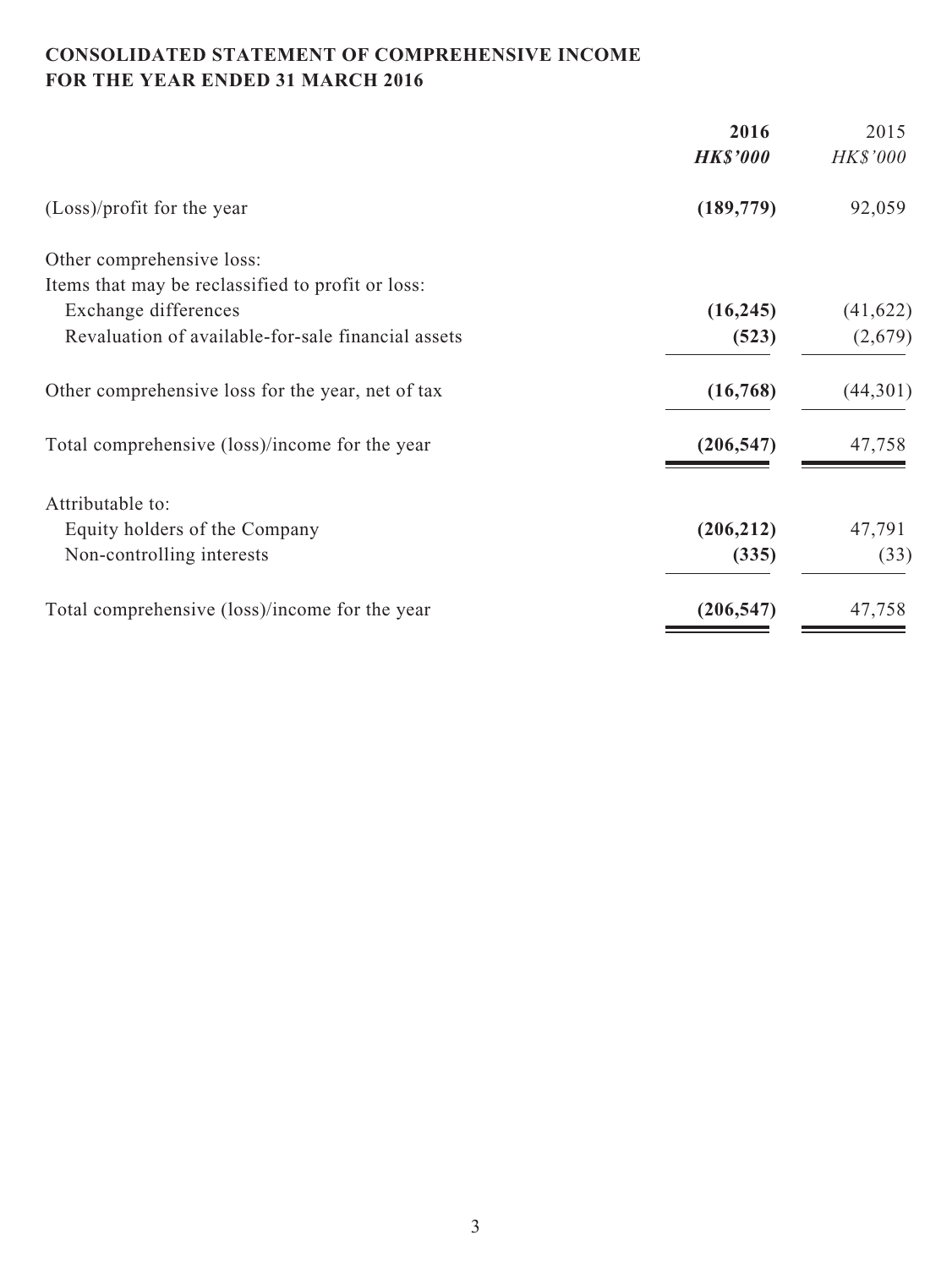**CONSOLIDATED STATEMENT OF COMPREHENSIVE INCOME**
**FOR THE YEAR ENDED 31 MARCH 2016**

| | **2016** | 2015 |
|---|---|---|
| | ***HK$'000*** | *HK$'000* |
| (Loss)/profit for the year | **(189,779)** | 92,059 |
| Other comprehensive loss: | | |
| Items that may be reclassified to profit or loss: | | |
| Exchange differences | **(16,245)** | (41,622) |
| Revaluation of available-for-sale financial assets | **(523)** | (2,679) |
| Other comprehensive loss for the year, net of tax | **(16,768)** | (44,301) |
| Total comprehensive (loss)/income for the year | **(206,547)** | 47,758 |
| Attributable to: | | |
| Equity holders of the Company | **(206,212)** | 47,791 |
| Non-controlling interests | **(335)** | (33) |
| Total comprehensive (loss)/income for the year | **(206,547)** | 47,758 |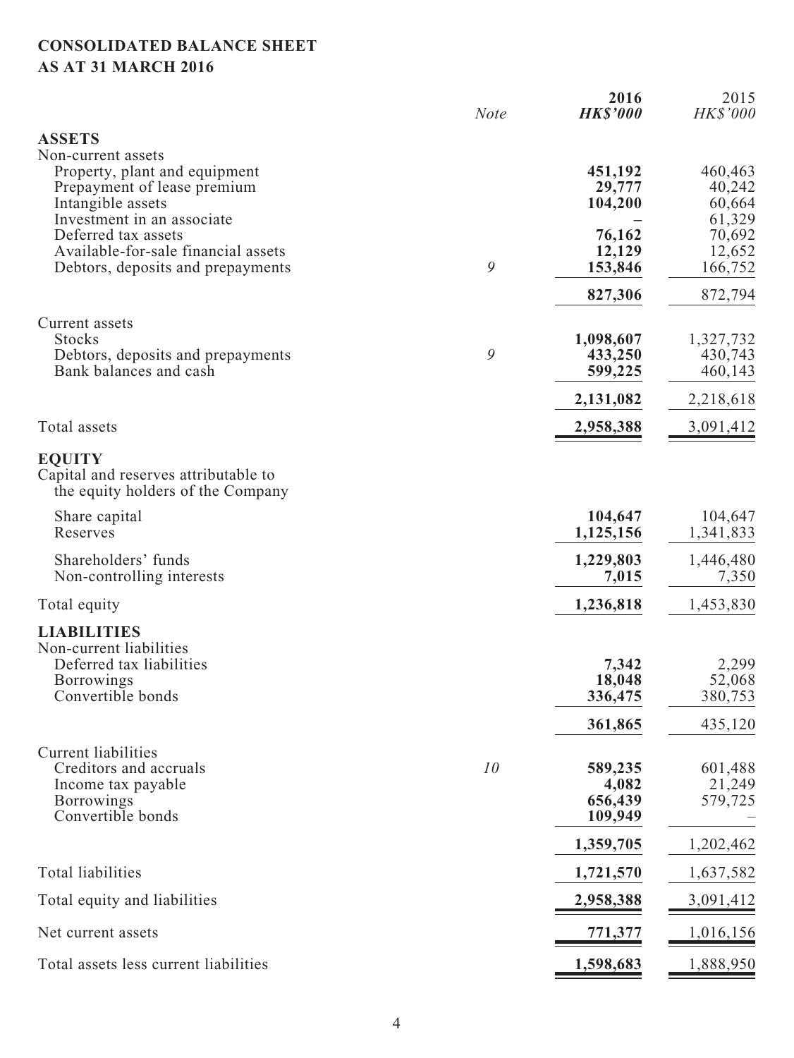# CONSOLIDATED BALANCE SHEET
## AS AT 31 MARCH 2016

| | Note | 2016 HK$'000 | 2015 HK$'000 |
|---|---|---|---|
| **ASSETS** | | | |
| Non-current assets | | | |
| Property, plant and equipment | | **451,192** | 460,463 |
| Prepayment of lease premium | | **29,777** | 40,242 |
| Intangible assets | | **104,200** | 60,664 |
| Investment in an associate | | **–** | 61,329 |
| Deferred tax assets | | **76,162** | 70,692 |
| Available-for-sale financial assets | | **12,129** | 12,652 |
| Debtors, deposits and prepayments | 9 | **153,846** | 166,752 |
| | | **827,306** | 872,794 |
| Current assets | | | |
| Stocks | | **1,098,607** | 1,327,732 |
| Debtors, deposits and prepayments | 9 | **433,250** | 430,743 |
| Bank balances and cash | | **599,225** | 460,143 |
| | | **2,131,082** | 2,218,618 |
| Total assets | | **2,958,388** | 3,091,412 |
| **EQUITY** | | | |
| Capital and reserves attributable to the equity holders of the Company | | | |
| Share capital | | **104,647** | 104,647 |
| Reserves | | **1,125,156** | 1,341,833 |
| Shareholders' funds | | **1,229,803** | 1,446,480 |
| Non-controlling interests | | **7,015** | 7,350 |
| Total equity | | **1,236,818** | 1,453,830 |
| **LIABILITIES** | | | |
| Non-current liabilities | | | |
| Deferred tax liabilities | | **7,342** | 2,299 |
| Borrowings | | **18,048** | 52,068 |
| Convertible bonds | | **336,475** | 380,753 |
| | | **361,865** | 435,120 |
| Current liabilities | | | |
| Creditors and accruals | 10 | **589,235** | 601,488 |
| Income tax payable | | **4,082** | 21,249 |
| Borrowings | | **656,439** | 579,725 |
| Convertible bonds | | **109,949** | – |
| | | **1,359,705** | 1,202,462 |
| Total liabilities | | **1,721,570** | 1,637,582 |
| Total equity and liabilities | | **2,958,388** | 3,091,412 |
| Net current assets | | **771,377** | 1,016,156 |
| Total assets less current liabilities | | **1,598,683** | 1,888,950 |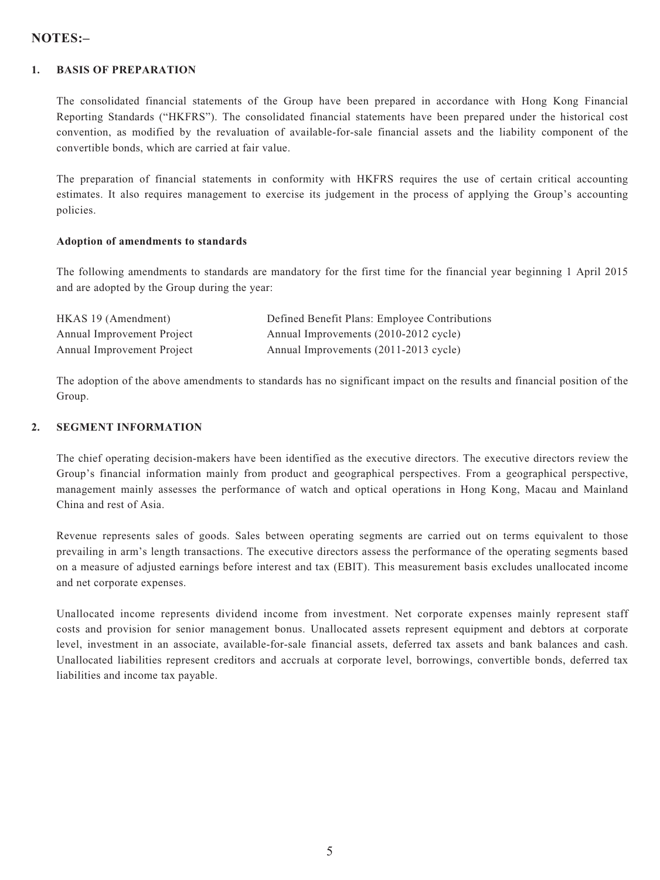## NOTES:–

### 1. BASIS OF PREPARATION

The consolidated financial statements of the Group have been prepared in accordance with Hong Kong Financial Reporting Standards ("HKFRS"). The consolidated financial statements have been prepared under the historical cost convention, as modified by the revaluation of available-for-sale financial assets and the liability component of the convertible bonds, which are carried at fair value.

The preparation of financial statements in conformity with HKFRS requires the use of certain critical accounting estimates. It also requires management to exercise its judgement in the process of applying the Group's accounting policies.

**Adoption of amendments to standards**

The following amendments to standards are mandatory for the first time for the financial year beginning 1 April 2015 and are adopted by the Group during the year:

| | |
|---|---|
| HKAS 19 (Amendment) | Defined Benefit Plans: Employee Contributions |
| Annual Improvement Project | Annual Improvements (2010-2012 cycle) |
| Annual Improvement Project | Annual Improvements (2011-2013 cycle) |

The adoption of the above amendments to standards has no significant impact on the results and financial position of the Group.

### 2. SEGMENT INFORMATION

The chief operating decision-makers have been identified as the executive directors. The executive directors review the Group's financial information mainly from product and geographical perspectives. From a geographical perspective, management mainly assesses the performance of watch and optical operations in Hong Kong, Macau and Mainland China and rest of Asia.

Revenue represents sales of goods. Sales between operating segments are carried out on terms equivalent to those prevailing in arm's length transactions. The executive directors assess the performance of the operating segments based on a measure of adjusted earnings before interest and tax (EBIT). This measurement basis excludes unallocated income and net corporate expenses.

Unallocated income represents dividend income from investment. Net corporate expenses mainly represent staff costs and provision for senior management bonus. Unallocated assets represent equipment and debtors at corporate level, investment in an associate, available-for-sale financial assets, deferred tax assets and bank balances and cash. Unallocated liabilities represent creditors and accruals at corporate level, borrowings, convertible bonds, deferred tax liabilities and income tax payable.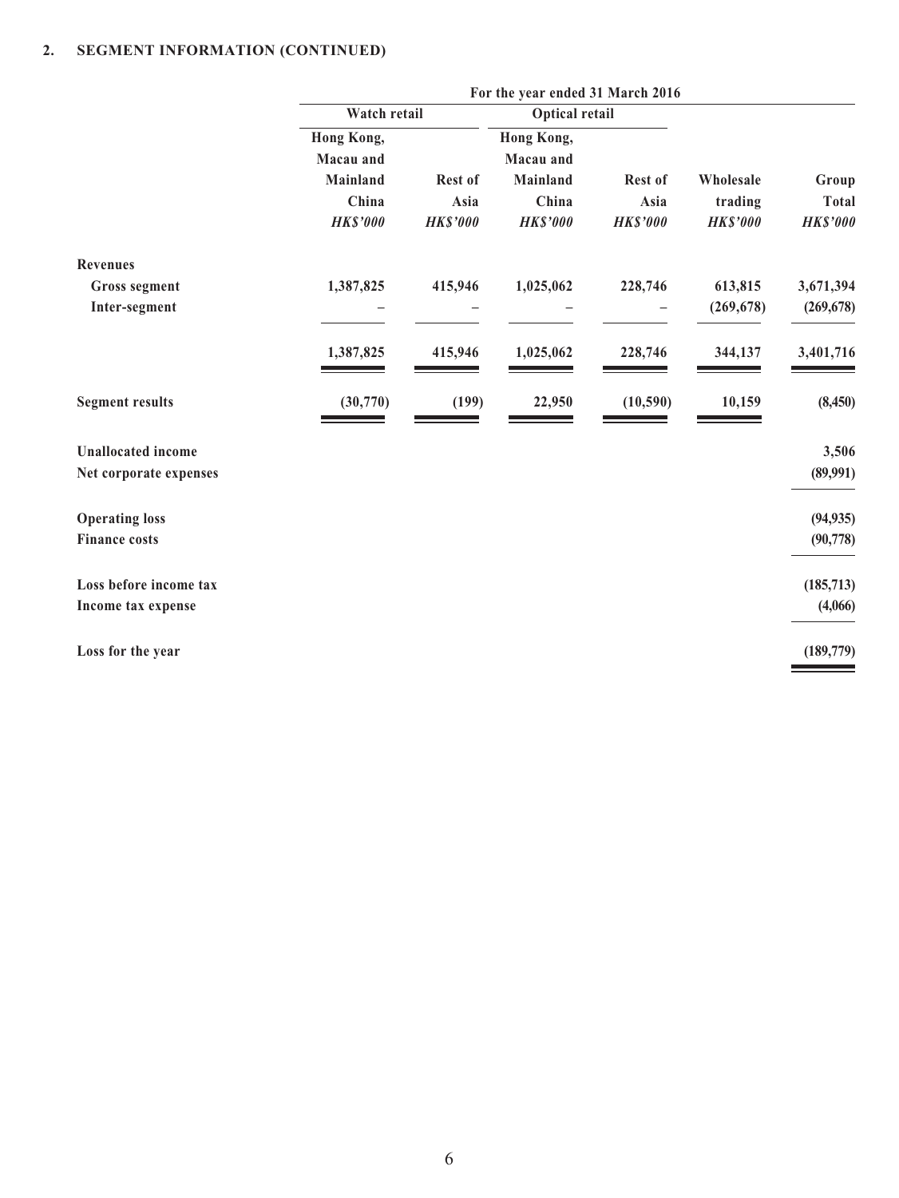## 2. SEGMENT INFORMATION (CONTINUED)

| | For the year ended 31 March 2016 | | | | | |
|---|---|---|---|---|---|---|
| | Watch retail | | Optical retail | | | |
| | Hong Kong, Macau and Mainland China | Rest of Asia | Hong Kong, Macau and Mainland China | Rest of Asia | Wholesale trading | Group Total |
| | *HK$'000* | *HK$'000* | *HK$'000* | *HK$'000* | *HK$'000* | *HK$'000* |
| **Revenues** | | | | | | |
| Gross segment | 1,387,825 | 415,946 | 1,025,062 | 228,746 | 613,815 | 3,671,394 |
| Inter-segment | – | – | – | – | (269,678) | (269,678) |
| | 1,387,825 | 415,946 | 1,025,062 | 228,746 | 344,137 | 3,401,716 |
| **Segment results** | (30,770) | (199) | 22,950 | (10,590) | 10,159 | (8,450) |
| **Unallocated income** | | | | | | 3,506 |
| **Net corporate expenses** | | | | | | (89,991) |
| **Operating loss** | | | | | | (94,935) |
| **Finance costs** | | | | | | (90,778) |
| **Loss before income tax** | | | | | | (185,713) |
| **Income tax expense** | | | | | | (4,066) |
| **Loss for the year** | | | | | | (189,779) |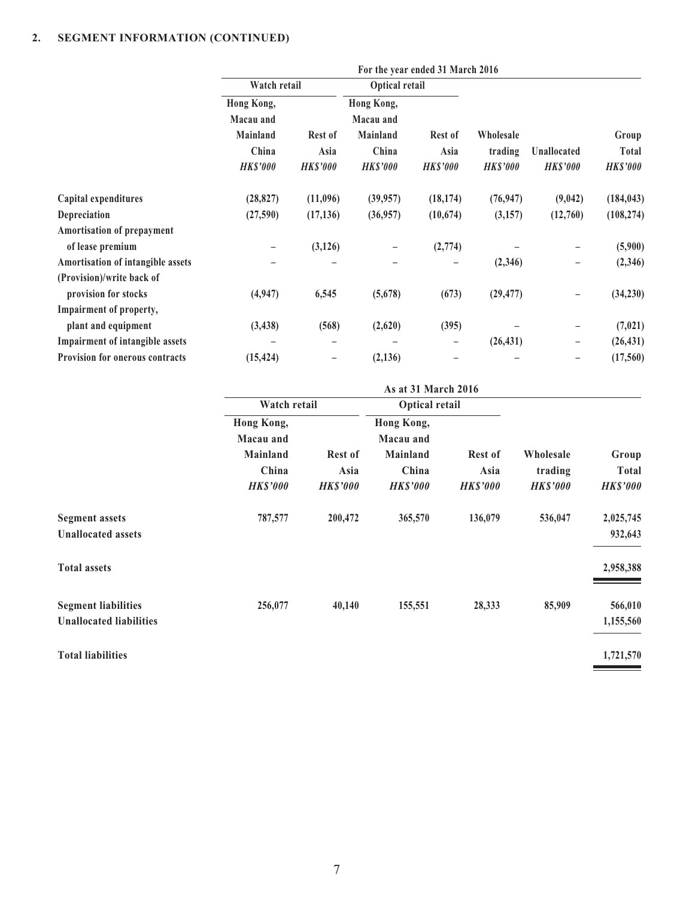## 2. SEGMENT INFORMATION (CONTINUED)

| | For the year ended 31 March 2016 | | | | | | |
|---|---|---|---|---|---|---|---|
| | Watch retail | | Optical retail | | | | |
| | Hong Kong, Macau and Mainland China | Rest of Asia | Hong Kong, Macau and Mainland China | Rest of Asia | Wholesale trading | Unallocated | Group Total |
| | *HK$'000* | *HK$'000* | *HK$'000* | *HK$'000* | *HK$'000* | *HK$'000* | *HK$'000* |
| **Capital expenditures** | (28,827) | (11,096) | (39,957) | (18,174) | (76,947) | (9,042) | (184,043) |
| **Depreciation** | (27,590) | (17,136) | (36,957) | (10,674) | (3,157) | (12,760) | (108,274) |
| **Amortisation of prepayment of lease premium** | – | (3,126) | – | (2,774) | – | – | (5,900) |
| **Amortisation of intangible assets** | – | – | – | – | (2,346) | – | (2,346) |
| **(Provision)/write back of provision for stocks** | (4,947) | 6,545 | (5,678) | (673) | (29,477) | – | (34,230) |
| **Impairment of property, plant and equipment** | (3,438) | (568) | (2,620) | (395) | – | – | (7,021) |
| **Impairment of intangible assets** | – | – | – | – | (26,431) | – | (26,431) |
| **Provision for onerous contracts** | (15,424) | – | (2,136) | – | – | – | (17,560) |

| | As at 31 March 2016 | | | | | |
|---|---|---|---|---|---|---|
| | Watch retail | | Optical retail | | | |
| | Hong Kong, Macau and Mainland China | Rest of Asia | Hong Kong, Macau and Mainland China | Rest of Asia | Wholesale trading | Group Total |
| | *HK$'000* | *HK$'000* | *HK$'000* | *HK$'000* | *HK$'000* | *HK$'000* |
| **Segment assets** | 787,577 | 200,472 | 365,570 | 136,079 | 536,047 | 2,025,745 |
| **Unallocated assets** | | | | | | 932,643 |
| **Total assets** | | | | | | 2,958,388 |
| **Segment liabilities** | 256,077 | 40,140 | 155,551 | 28,333 | 85,909 | 566,010 |
| **Unallocated liabilities** | | | | | | 1,155,560 |
| **Total liabilities** | | | | | | 1,721,570 |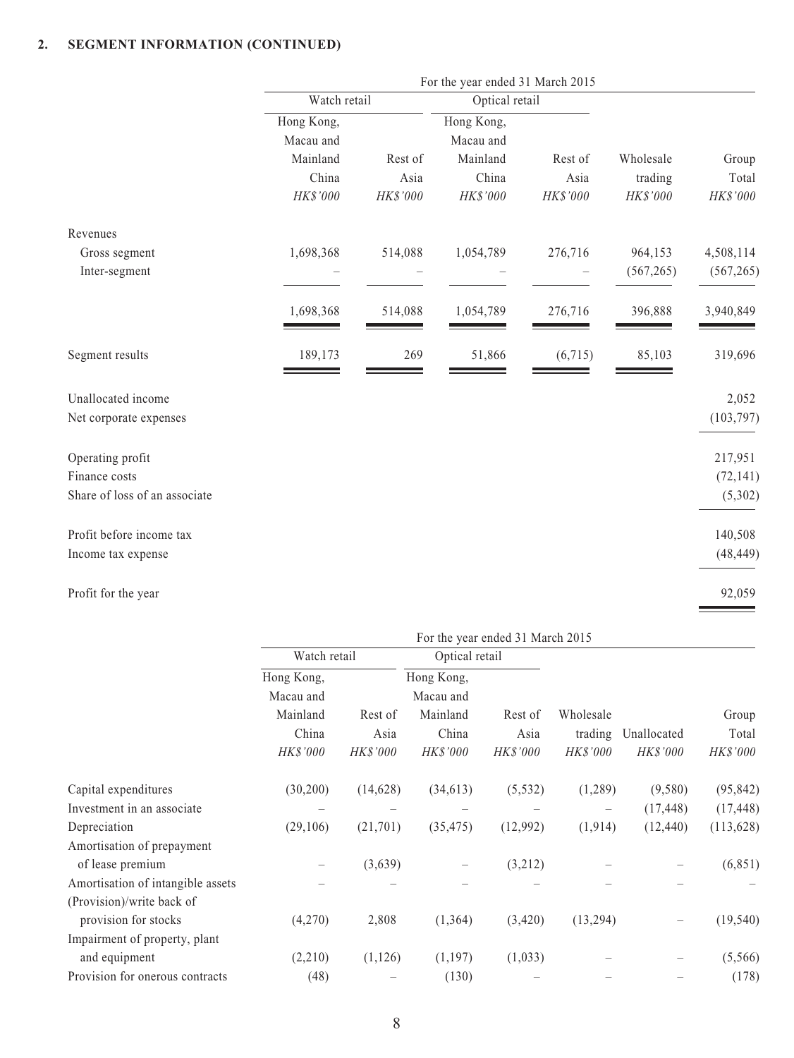## 2. SEGMENT INFORMATION (CONTINUED)

| | For the year ended 31 March 2015 | | | | | |
|---|---|---|---|---|---|---|
| | Watch retail | | Optical retail | | | |
| | Hong Kong, Macau and Mainland China | Rest of Asia | Hong Kong, Macau and Mainland China | Rest of Asia | Wholesale trading | Group Total |
| | *HK$'000* | *HK$'000* | *HK$'000* | *HK$'000* | *HK$'000* | *HK$'000* |
| Revenues | | | | | | |
| Gross segment | 1,698,368 | 514,088 | 1,054,789 | 276,716 | 964,153 | 4,508,114 |
| Inter-segment | – | – | – | – | (567,265) | (567,265) |
| | 1,698,368 | 514,088 | 1,054,789 | 276,716 | 396,888 | 3,940,849 |
| Segment results | 189,173 | 269 | 51,866 | (6,715) | 85,103 | 319,696 |
| Unallocated income | | | | | | 2,052 |
| Net corporate expenses | | | | | | (103,797) |
| Operating profit | | | | | | 217,951 |
| Finance costs | | | | | | (72,141) |
| Share of loss of an associate | | | | | | (5,302) |
| Profit before income tax | | | | | | 140,508 |
| Income tax expense | | | | | | (48,449) |
| Profit for the year | | | | | | 92,059 |

| | For the year ended 31 March 2015 | | | | | | |
|---|---|---|---|---|---|---|---|
| | Watch retail | | Optical retail | | | | |
| | Hong Kong, Macau and Mainland China | Rest of Asia | Hong Kong, Macau and Mainland China | Rest of Asia | Wholesale trading | Unallocated | Group Total |
| | *HK$'000* | *HK$'000* | *HK$'000* | *HK$'000* | *HK$'000* | *HK$'000* | *HK$'000* |
| Capital expenditures | (30,200) | (14,628) | (34,613) | (5,532) | (1,289) | (9,580) | (95,842) |
| Investment in an associate | – | – | – | – | – | (17,448) | (17,448) |
| Depreciation | (29,106) | (21,701) | (35,475) | (12,992) | (1,914) | (12,440) | (113,628) |
| Amortisation of prepayment of lease premium | – | (3,639) | – | (3,212) | – | – | (6,851) |
| Amortisation of intangible assets | – | – | – | – | – | – | – |
| (Provision)/write back of provision for stocks | (4,270) | 2,808 | (1,364) | (3,420) | (13,294) | – | (19,540) |
| Impairment of property, plant and equipment | (2,210) | (1,126) | (1,197) | (1,033) | – | – | (5,566) |
| Provision for onerous contracts | (48) | – | (130) | – | – | – | (178) |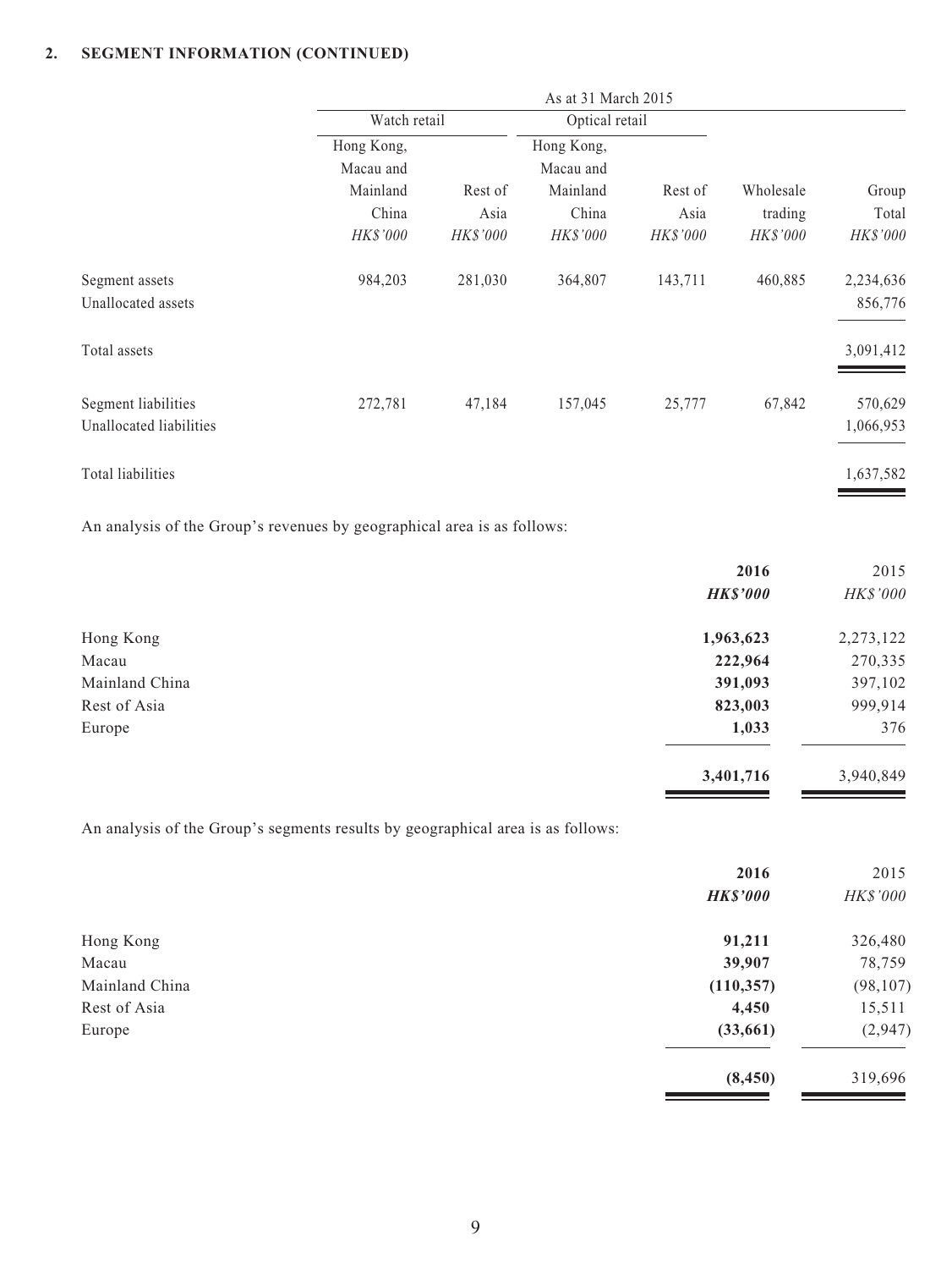**2. SEGMENT INFORMATION (CONTINUED)**

| | As at 31 March 2015 | | | | | |
|---|---|---|---|---|---|---|
| | Watch retail | | Optical retail | | | |
| | Hong Kong, Macau and Mainland China | Rest of Asia | Hong Kong, Macau and Mainland China | Rest of Asia | Wholesale trading | Group Total |
| | *HK$'000* | *HK$'000* | *HK$'000* | *HK$'000* | *HK$'000* | *HK$'000* |
| Segment assets | 984,203 | 281,030 | 364,807 | 143,711 | 460,885 | 2,234,636 |
| Unallocated assets | | | | | | 856,776 |
| Total assets | | | | | | 3,091,412 |
| Segment liabilities | 272,781 | 47,184 | 157,045 | 25,777 | 67,842 | 570,629 |
| Unallocated liabilities | | | | | | 1,066,953 |
| Total liabilities | | | | | | 1,637,582 |

An analysis of the Group's revenues by geographical area is as follows:

| | **2016** | 2015 |
|---|---|---|
| | ***HK$'000*** | *HK$'000* |
| Hong Kong | **1,963,623** | 2,273,122 |
| Macau | **222,964** | 270,335 |
| Mainland China | **391,093** | 397,102 |
| Rest of Asia | **823,003** | 999,914 |
| Europe | **1,033** | 376 |
| | **3,401,716** | 3,940,849 |

An analysis of the Group's segments results by geographical area is as follows:

| | **2016** | 2015 |
|---|---|---|
| | ***HK$'000*** | *HK$'000* |
| Hong Kong | **91,211** | 326,480 |
| Macau | **39,907** | 78,759 |
| Mainland China | **(110,357)** | (98,107) |
| Rest of Asia | **4,450** | 15,511 |
| Europe | **(33,661)** | (2,947) |
| | **(8,450)** | 319,696 |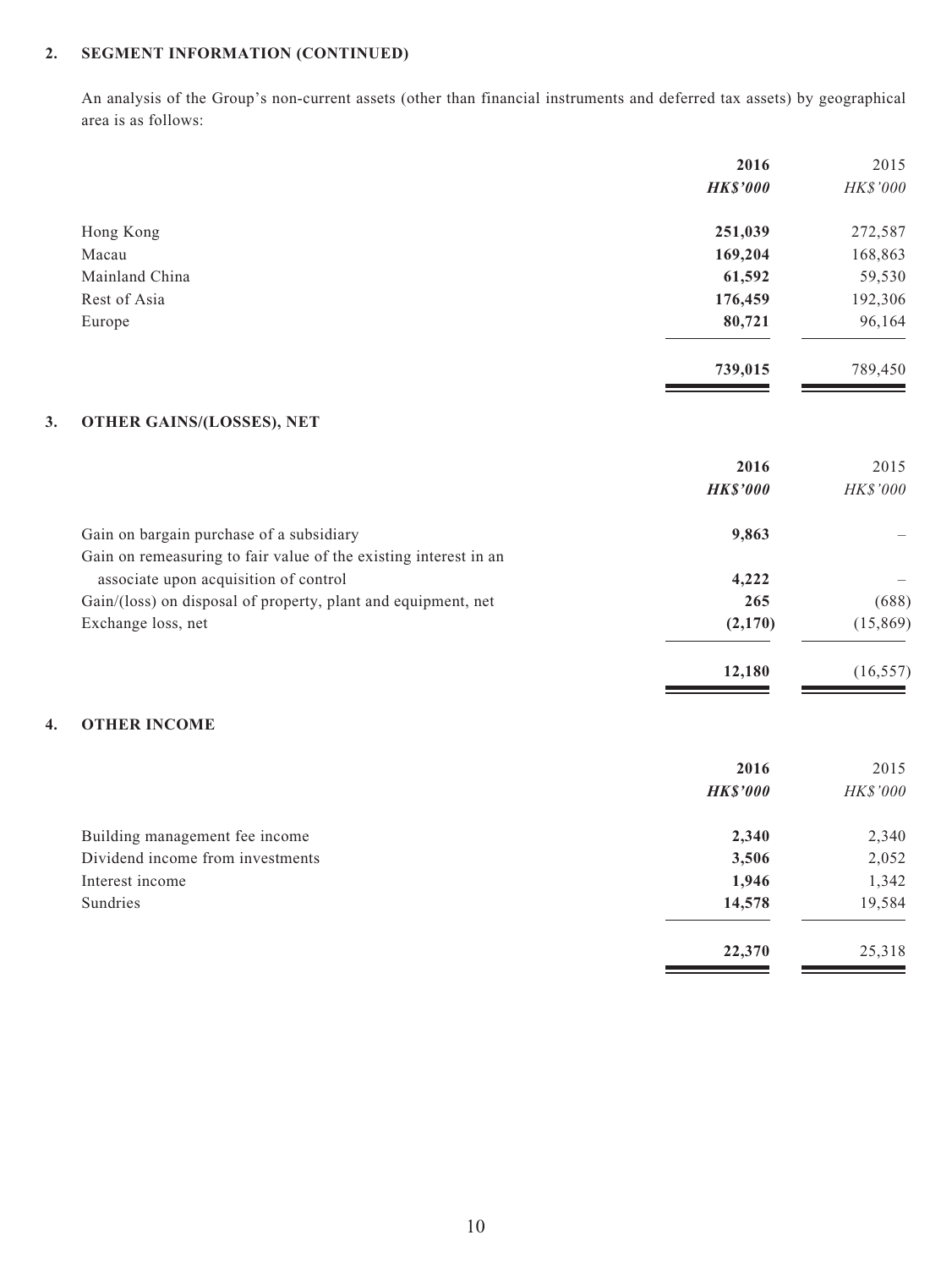## 2. SEGMENT INFORMATION (CONTINUED)

An analysis of the Group's non-current assets (other than financial instruments and deferred tax assets) by geographical area is as follows:

| | **2016** | 2015 |
|---|---|---|
| | ***HK$'000*** | *HK$'000* |
| Hong Kong | **251,039** | 272,587 |
| Macau | **169,204** | 168,863 |
| Mainland China | **61,592** | 59,530 |
| Rest of Asia | **176,459** | 192,306 |
| Europe | **80,721** | 96,164 |
| | **739,015** | 789,450 |

## 3. OTHER GAINS/(LOSSES), NET

| | **2016** | 2015 |
|---|---|---|
| | ***HK$'000*** | *HK$'000* |
| Gain on bargain purchase of a subsidiary | **9,863** | – |
| Gain on remeasuring to fair value of the existing interest in an associate upon acquisition of control | **4,222** | – |
| Gain/(loss) on disposal of property, plant and equipment, net | **265** | (688) |
| Exchange loss, net | **(2,170)** | (15,869) |
| | **12,180** | (16,557) |

## 4. OTHER INCOME

| | **2016** | 2015 |
|---|---|---|
| | ***HK$'000*** | *HK$'000* |
| Building management fee income | **2,340** | 2,340 |
| Dividend income from investments | **3,506** | 2,052 |
| Interest income | **1,946** | 1,342 |
| Sundries | **14,578** | 19,584 |
| | **22,370** | 25,318 |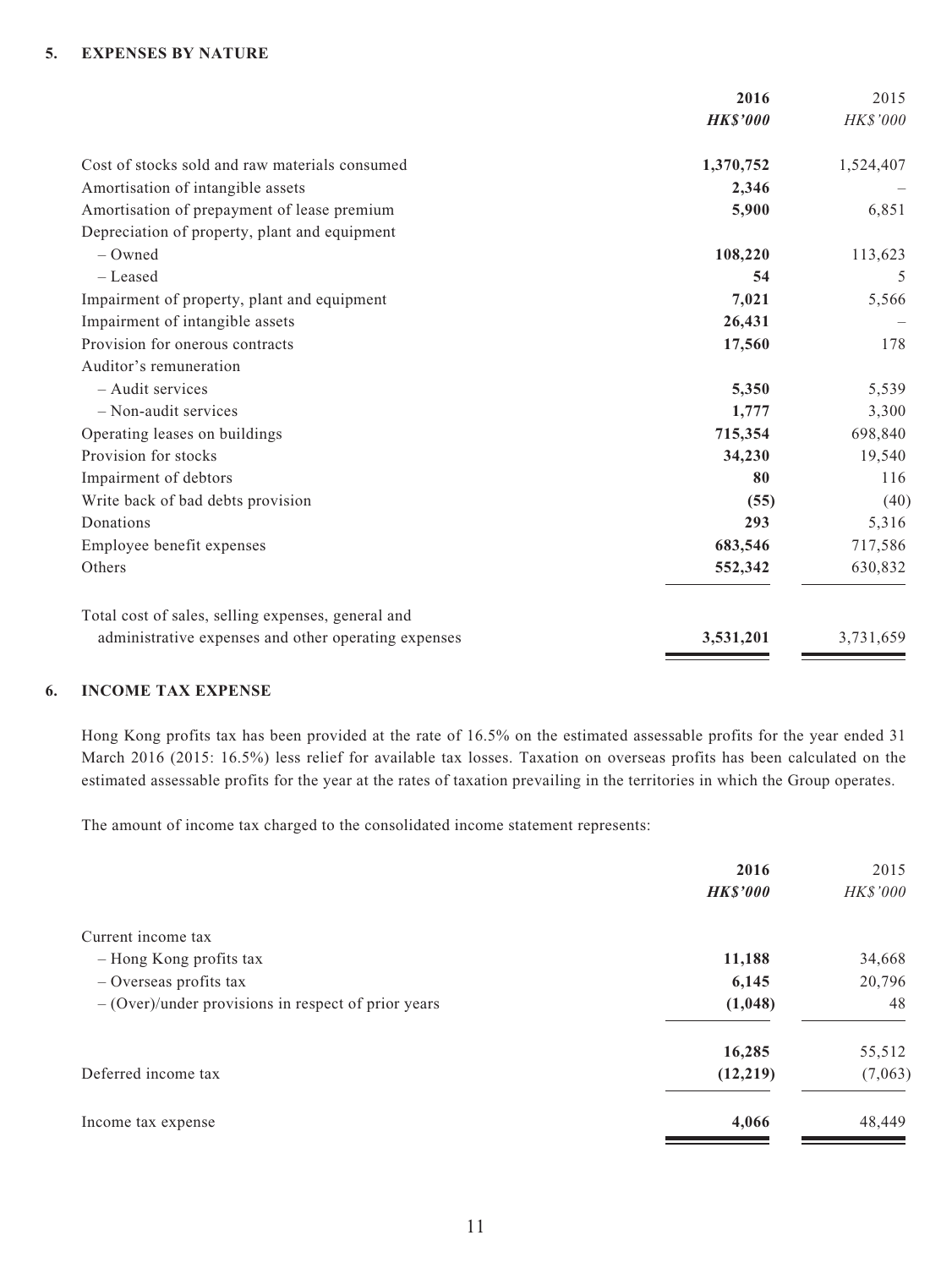## 5. EXPENSES BY NATURE

| | 2016 | 2015 |
|---|---|---|
| | ***HK$'000*** | *HK$'000* |
| Cost of stocks sold and raw materials consumed | **1,370,752** | 1,524,407 |
| Amortisation of intangible assets | **2,346** | – |
| Amortisation of prepayment of lease premium | **5,900** | 6,851 |
| Depreciation of property, plant and equipment | | |
| – Owned | **108,220** | 113,623 |
| – Leased | **54** | 5 |
| Impairment of property, plant and equipment | **7,021** | 5,566 |
| Impairment of intangible assets | **26,431** | – |
| Provision for onerous contracts | **17,560** | 178 |
| Auditor's remuneration | | |
| – Audit services | **5,350** | 5,539 |
| – Non-audit services | **1,777** | 3,300 |
| Operating leases on buildings | **715,354** | 698,840 |
| Provision for stocks | **34,230** | 19,540 |
| Impairment of debtors | **80** | 116 |
| Write back of bad debts provision | **(55)** | (40) |
| Donations | **293** | 5,316 |
| Employee benefit expenses | **683,546** | 717,586 |
| Others | **552,342** | 630,832 |
| Total cost of sales, selling expenses, general and administrative expenses and other operating expenses | **3,531,201** | 3,731,659 |

## 6. INCOME TAX EXPENSE

Hong Kong profits tax has been provided at the rate of 16.5% on the estimated assessable profits for the year ended 31 March 2016 (2015: 16.5%) less relief for available tax losses. Taxation on overseas profits has been calculated on the estimated assessable profits for the year at the rates of taxation prevailing in the territories in which the Group operates.

The amount of income tax charged to the consolidated income statement represents:

| | 2016 | 2015 |
|---|---|---|
| | ***HK$'000*** | *HK$'000* |
| Current income tax | | |
| – Hong Kong profits tax | **11,188** | 34,668 |
| – Overseas profits tax | **6,145** | 20,796 |
| – (Over)/under provisions in respect of prior years | **(1,048)** | 48 |
| | **16,285** | 55,512 |
| Deferred income tax | **(12,219)** | (7,063) |
| Income tax expense | **4,066** | 48,449 |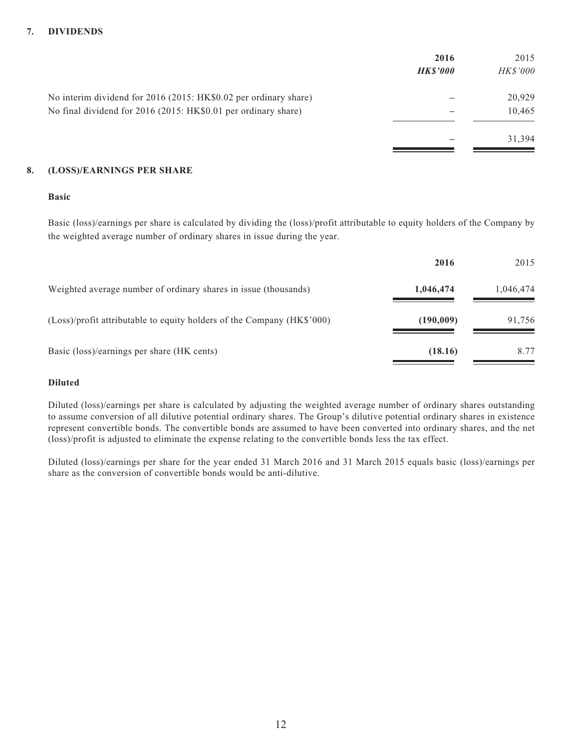## 7. DIVIDENDS

| | **2016** | 2015 |
|---|---|---|
| | ***HK$'000*** | *HK$'000* |
| No interim dividend for 2016 (2015: HK$0.02 per ordinary share) | – | 20,929 |
| No final dividend for 2016 (2015: HK$0.01 per ordinary share) | – | 10,465 |
| | – | 31,394 |

## 8. (LOSS)/EARNINGS PER SHARE

### Basic

Basic (loss)/earnings per share is calculated by dividing the (loss)/profit attributable to equity holders of the Company by the weighted average number of ordinary shares in issue during the year.

| | **2016** | 2015 |
|---|---|---|
| Weighted average number of ordinary shares in issue (thousands) | **1,046,474** | 1,046,474 |
| (Loss)/profit attributable to equity holders of the Company (HK$'000) | **(190,009)** | 91,756 |
| Basic (loss)/earnings per share (HK cents) | **(18.16)** | 8.77 |

### Diluted

Diluted (loss)/earnings per share is calculated by adjusting the weighted average number of ordinary shares outstanding to assume conversion of all dilutive potential ordinary shares. The Group's dilutive potential ordinary shares in existence represent convertible bonds. The convertible bonds are assumed to have been converted into ordinary shares, and the net (loss)/profit is adjusted to eliminate the expense relating to the convertible bonds less the tax effect.

Diluted (loss)/earnings per share for the year ended 31 March 2016 and 31 March 2015 equals basic (loss)/earnings per share as the conversion of convertible bonds would be anti-dilutive.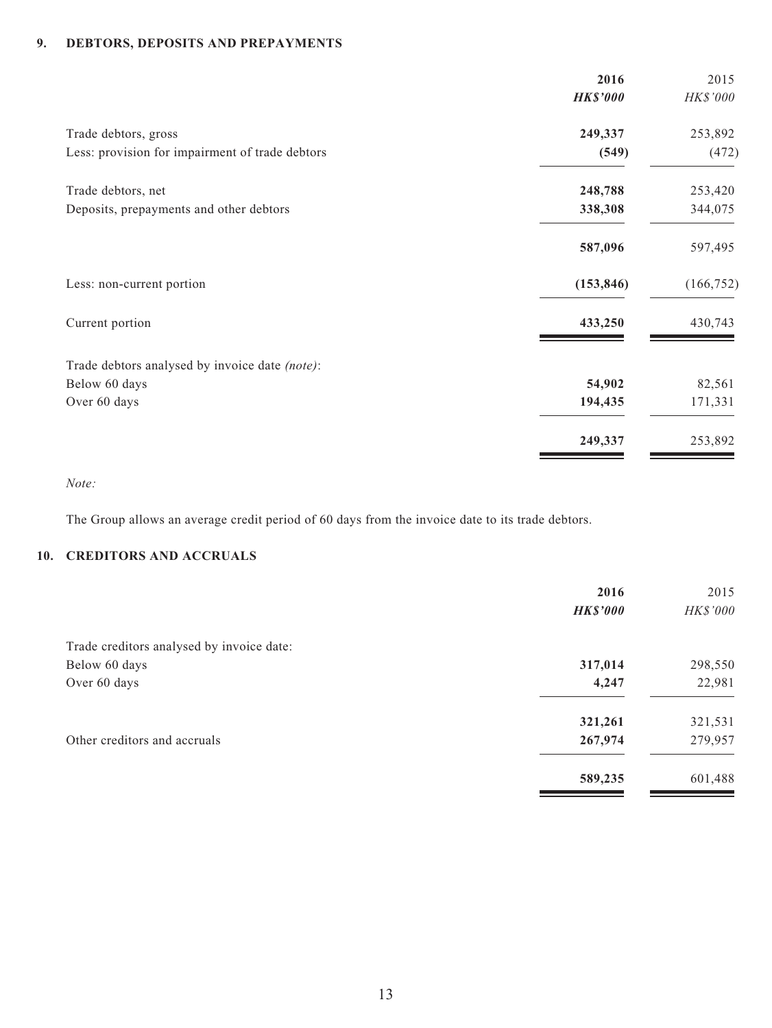## 9. DEBTORS, DEPOSITS AND PREPAYMENTS

| | 2016 | 2015 |
|---|---|---|
| | ***HK$'000*** | *HK$'000* |
| Trade debtors, gross | **249,337** | 253,892 |
| Less: provision for impairment of trade debtors | **(549)** | (472) |
| Trade debtors, net | **248,788** | 253,420 |
| Deposits, prepayments and other debtors | **338,308** | 344,075 |
| | **587,096** | 597,495 |
| Less: non-current portion | **(153,846)** | (166,752) |
| Current portion | **433,250** | 430,743 |
| Trade debtors analysed by invoice date *(note)*: | | |
| Below 60 days | **54,902** | 82,561 |
| Over 60 days | **194,435** | 171,331 |
| | **249,337** | 253,892 |

*Note:*

The Group allows an average credit period of 60 days from the invoice date to its trade debtors.

## 10. CREDITORS AND ACCRUALS

| | 2016 | 2015 |
|---|---|---|
| | ***HK$'000*** | *HK$'000* |
| Trade creditors analysed by invoice date: | | |
| Below 60 days | **317,014** | 298,550 |
| Over 60 days | **4,247** | 22,981 |
| | **321,261** | 321,531 |
| Other creditors and accruals | **267,974** | 279,957 |
| | **589,235** | 601,488 |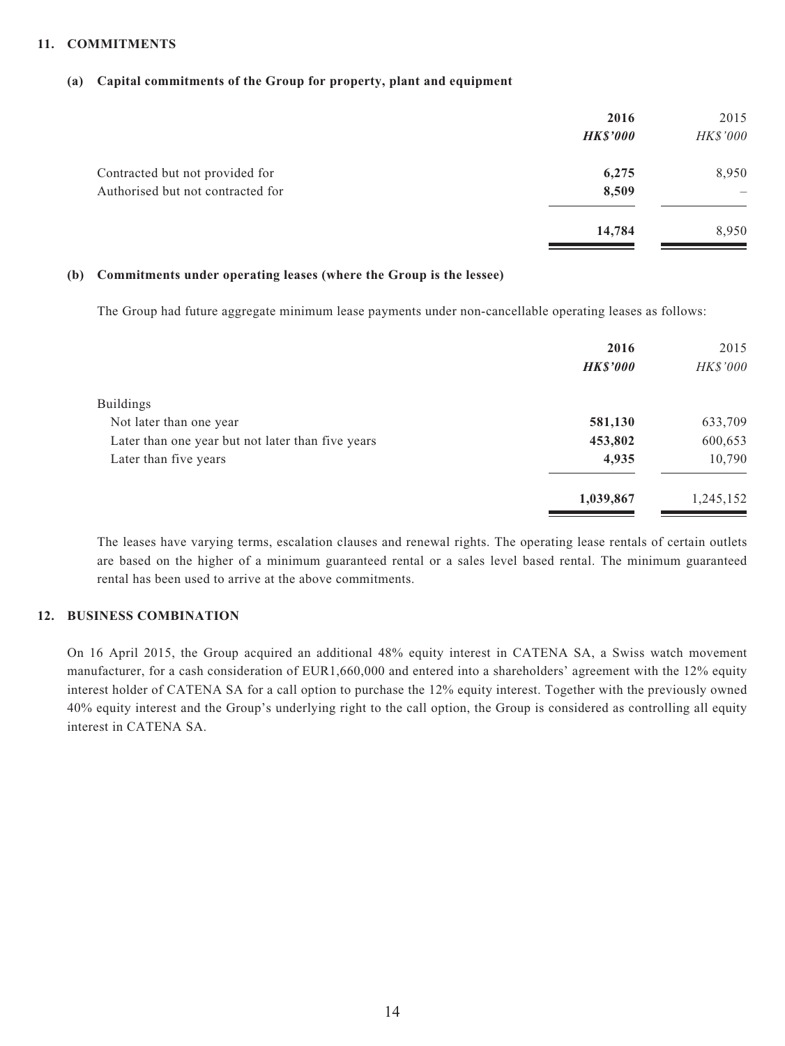## 11. COMMITMENTS

### (a) Capital commitments of the Group for property, plant and equipment

| | 2016 | 2015 |
|---|---|---|
| | ***HK$'000*** | *HK$'000* |
| Contracted but not provided for | **6,275** | 8,950 |
| Authorised but not contracted for | **8,509** | – |
| | **14,784** | 8,950 |

### (b) Commitments under operating leases (where the Group is the lessee)

The Group had future aggregate minimum lease payments under non-cancellable operating leases as follows:

| | 2016 | 2015 |
|---|---|---|
| | ***HK$'000*** | *HK$'000* |
| Buildings | | |
| Not later than one year | **581,130** | 633,709 |
| Later than one year but not later than five years | **453,802** | 600,653 |
| Later than five years | **4,935** | 10,790 |
| | **1,039,867** | 1,245,152 |

The leases have varying terms, escalation clauses and renewal rights. The operating lease rentals of certain outlets are based on the higher of a minimum guaranteed rental or a sales level based rental. The minimum guaranteed rental has been used to arrive at the above commitments.

## 12. BUSINESS COMBINATION

On 16 April 2015, the Group acquired an additional 48% equity interest in CATENA SA, a Swiss watch movement manufacturer, for a cash consideration of EUR1,660,000 and entered into a shareholders' agreement with the 12% equity interest holder of CATENA SA for a call option to purchase the 12% equity interest. Together with the previously owned 40% equity interest and the Group's underlying right to the call option, the Group is considered as controlling all equity interest in CATENA SA.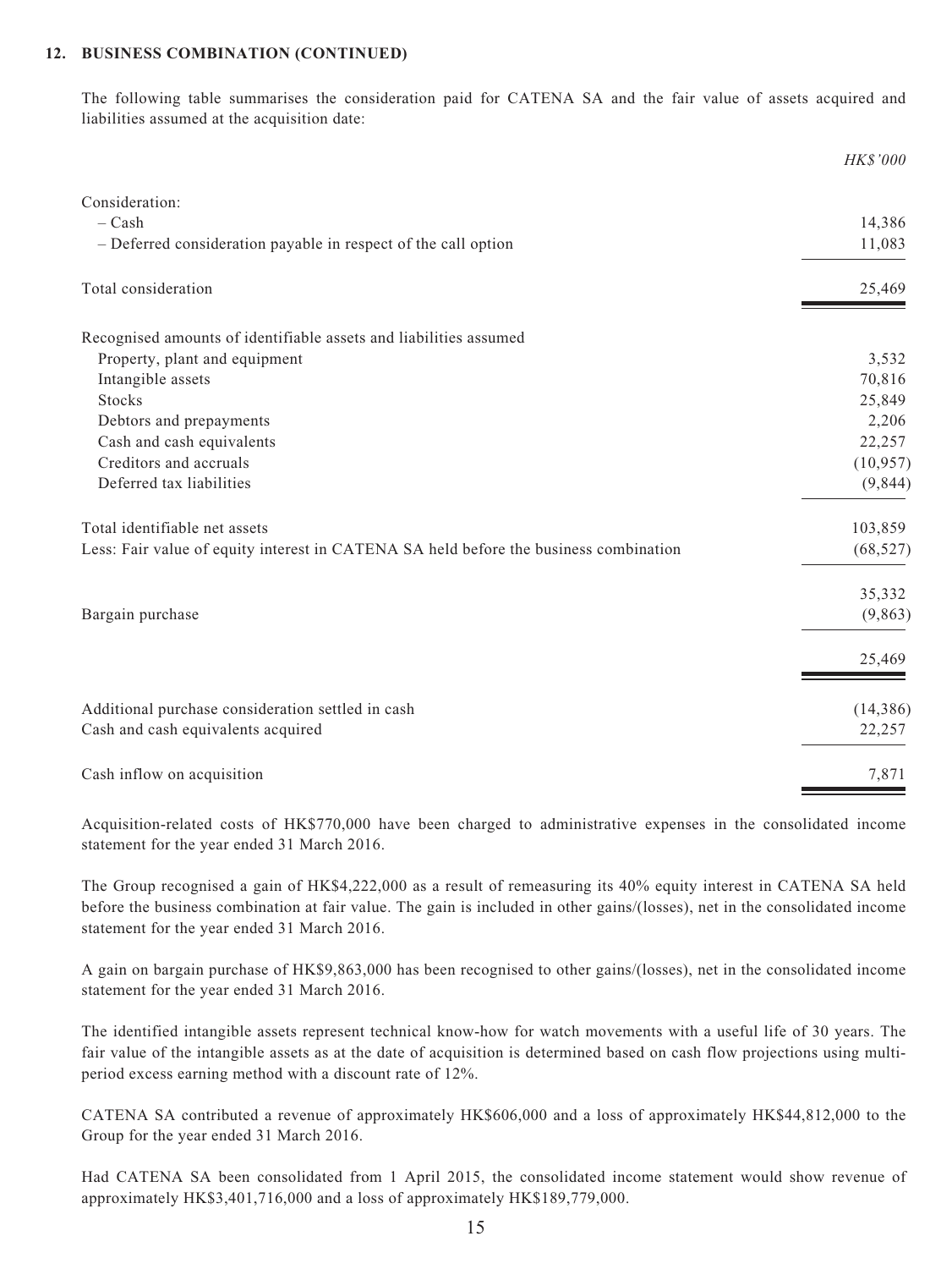### 12. BUSINESS COMBINATION (CONTINUED)

The following table summarises the consideration paid for CATENA SA and the fair value of assets acquired and liabilities assumed at the acquisition date:

| | *HK$'000* |
|---|---|
| Consideration: | |
| – Cash | 14,386 |
| – Deferred consideration payable in respect of the call option | 11,083 |
| Total consideration | 25,469 |
| Recognised amounts of identifiable assets and liabilities assumed | |
| Property, plant and equipment | 3,532 |
| Intangible assets | 70,816 |
| Stocks | 25,849 |
| Debtors and prepayments | 2,206 |
| Cash and cash equivalents | 22,257 |
| Creditors and accruals | (10,957) |
| Deferred tax liabilities | (9,844) |
| Total identifiable net assets | 103,859 |
| Less: Fair value of equity interest in CATENA SA held before the business combination | (68,527) |
| | 35,332 |
| Bargain purchase | (9,863) |
| | 25,469 |
| Additional purchase consideration settled in cash | (14,386) |
| Cash and cash equivalents acquired | 22,257 |
| Cash inflow on acquisition | 7,871 |

Acquisition-related costs of HK$770,000 have been charged to administrative expenses in the consolidated income statement for the year ended 31 March 2016.

The Group recognised a gain of HK$4,222,000 as a result of remeasuring its 40% equity interest in CATENA SA held before the business combination at fair value. The gain is included in other gains/(losses), net in the consolidated income statement for the year ended 31 March 2016.

A gain on bargain purchase of HK$9,863,000 has been recognised to other gains/(losses), net in the consolidated income statement for the year ended 31 March 2016.

The identified intangible assets represent technical know-how for watch movements with a useful life of 30 years. The fair value of the intangible assets as at the date of acquisition is determined based on cash flow projections using multi-period excess earning method with a discount rate of 12%.

CATENA SA contributed a revenue of approximately HK$606,000 and a loss of approximately HK$44,812,000 to the Group for the year ended 31 March 2016.

Had CATENA SA been consolidated from 1 April 2015, the consolidated income statement would show revenue of approximately HK$3,401,716,000 and a loss of approximately HK$189,779,000.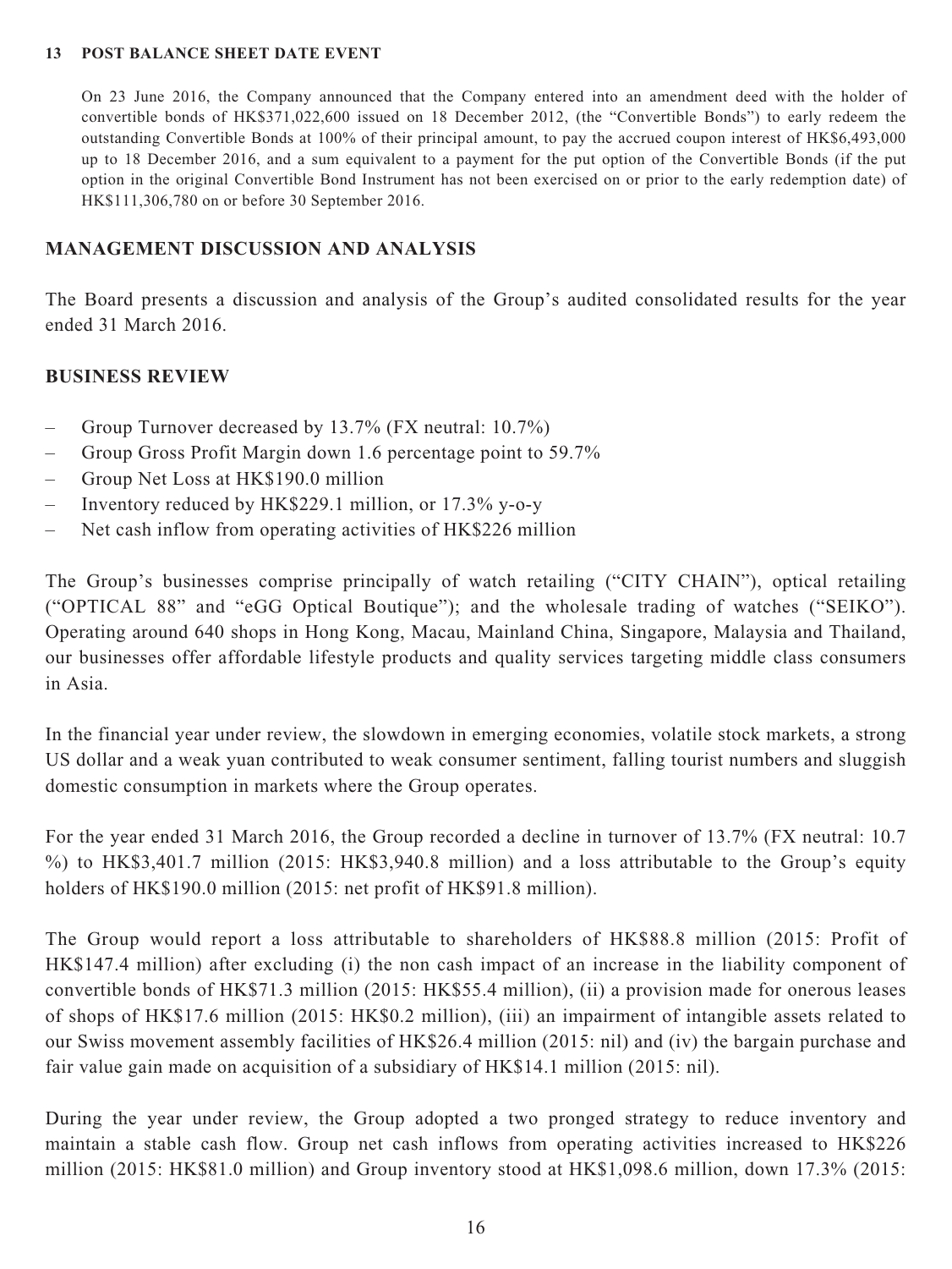**13 POST BALANCE SHEET DATE EVENT**

On 23 June 2016, the Company announced that the Company entered into an amendment deed with the holder of convertible bonds of HK$371,022,600 issued on 18 December 2012, (the "Convertible Bonds") to early redeem the outstanding Convertible Bonds at 100% of their principal amount, to pay the accrued coupon interest of HK$6,493,000 up to 18 December 2016, and a sum equivalent to a payment for the put option of the Convertible Bonds (if the put option in the original Convertible Bond Instrument has not been exercised on or prior to the early redemption date) of HK$111,306,780 on or before 30 September 2016.

## MANAGEMENT DISCUSSION AND ANALYSIS

The Board presents a discussion and analysis of the Group's audited consolidated results for the year ended 31 March 2016.

## BUSINESS REVIEW

- Group Turnover decreased by 13.7% (FX neutral: 10.7%)
- Group Gross Profit Margin down 1.6 percentage point to 59.7%
- Group Net Loss at HK$190.0 million
- Inventory reduced by HK$229.1 million, or 17.3% y-o-y
- Net cash inflow from operating activities of HK$226 million

The Group's businesses comprise principally of watch retailing ("CITY CHAIN"), optical retailing ("OPTICAL 88" and "eGG Optical Boutique"); and the wholesale trading of watches ("SEIKO"). Operating around 640 shops in Hong Kong, Macau, Mainland China, Singapore, Malaysia and Thailand, our businesses offer affordable lifestyle products and quality services targeting middle class consumers in Asia.

In the financial year under review, the slowdown in emerging economies, volatile stock markets, a strong US dollar and a weak yuan contributed to weak consumer sentiment, falling tourist numbers and sluggish domestic consumption in markets where the Group operates.

For the year ended 31 March 2016, the Group recorded a decline in turnover of 13.7% (FX neutral: 10.7 %) to HK$3,401.7 million (2015: HK$3,940.8 million) and a loss attributable to the Group's equity holders of HK$190.0 million (2015: net profit of HK$91.8 million).

The Group would report a loss attributable to shareholders of HK$88.8 million (2015: Profit of HK$147.4 million) after excluding (i) the non cash impact of an increase in the liability component of convertible bonds of HK$71.3 million (2015: HK$55.4 million), (ii) a provision made for onerous leases of shops of HK$17.6 million (2015: HK$0.2 million), (iii) an impairment of intangible assets related to our Swiss movement assembly facilities of HK$26.4 million (2015: nil) and (iv) the bargain purchase and fair value gain made on acquisition of a subsidiary of HK$14.1 million (2015: nil).

During the year under review, the Group adopted a two pronged strategy to reduce inventory and maintain a stable cash flow. Group net cash inflows from operating activities increased to HK$226 million (2015: HK$81.0 million) and Group inventory stood at HK$1,098.6 million, down 17.3% (2015: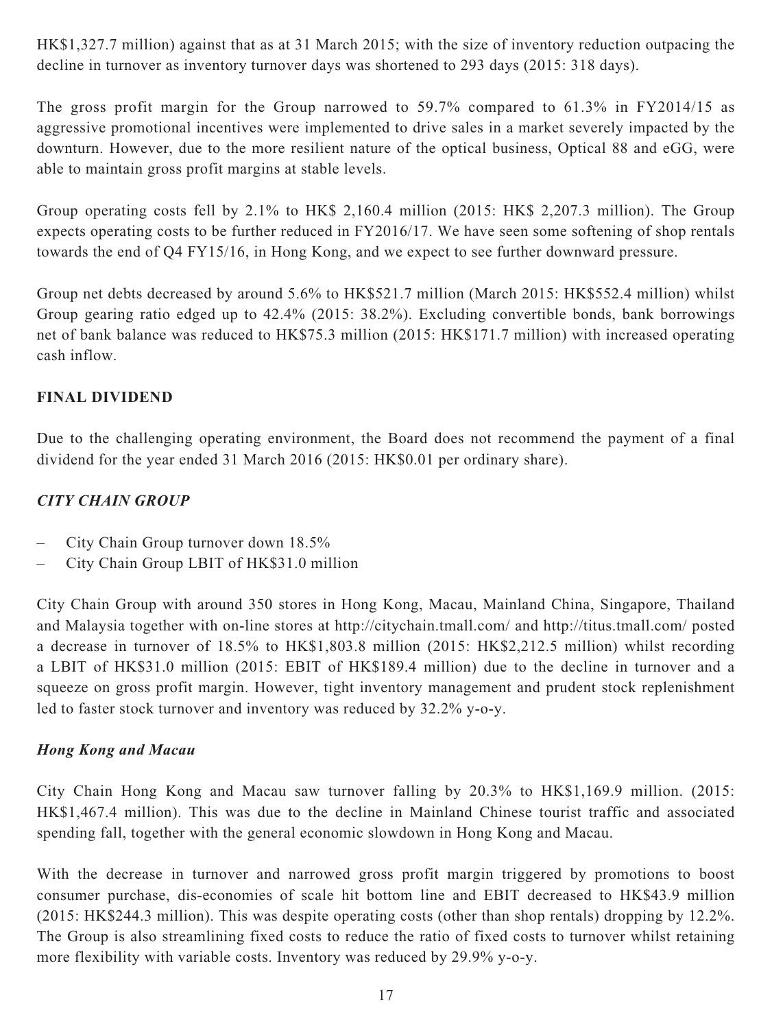HK$1,327.7 million) against that as at 31 March 2015; with the size of inventory reduction outpacing the decline in turnover as inventory turnover days was shortened to 293 days (2015: 318 days).

The gross profit margin for the Group narrowed to 59.7% compared to 61.3% in FY2014/15 as aggressive promotional incentives were implemented to drive sales in a market severely impacted by the downturn. However, due to the more resilient nature of the optical business, Optical 88 and eGG, were able to maintain gross profit margins at stable levels.

Group operating costs fell by 2.1% to HK$ 2,160.4 million (2015: HK$ 2,207.3 million). The Group expects operating costs to be further reduced in FY2016/17. We have seen some softening of shop rentals towards the end of Q4 FY15/16, in Hong Kong, and we expect to see further downward pressure.

Group net debts decreased by around 5.6% to HK$521.7 million (March 2015: HK$552.4 million) whilst Group gearing ratio edged up to 42.4% (2015: 38.2%). Excluding convertible bonds, bank borrowings net of bank balance was reduced to HK$75.3 million (2015: HK$171.7 million) with increased operating cash inflow.

**FINAL DIVIDEND**

Due to the challenging operating environment, the Board does not recommend the payment of a final dividend for the year ended 31 March 2016 (2015: HK$0.01 per ordinary share).

***CITY CHAIN GROUP***

– City Chain Group turnover down 18.5%
– City Chain Group LBIT of HK$31.0 million

City Chain Group with around 350 stores in Hong Kong, Macau, Mainland China, Singapore, Thailand and Malaysia together with on-line stores at http://citychain.tmall.com/ and http://titus.tmall.com/ posted a decrease in turnover of 18.5% to HK$1,803.8 million (2015: HK$2,212.5 million) whilst recording a LBIT of HK$31.0 million (2015: EBIT of HK$189.4 million) due to the decline in turnover and a squeeze on gross profit margin. However, tight inventory management and prudent stock replenishment led to faster stock turnover and inventory was reduced by 32.2% y-o-y.

***Hong Kong and Macau***

City Chain Hong Kong and Macau saw turnover falling by 20.3% to HK$1,169.9 million. (2015: HK$1,467.4 million). This was due to the decline in Mainland Chinese tourist traffic and associated spending fall, together with the general economic slowdown in Hong Kong and Macau.

With the decrease in turnover and narrowed gross profit margin triggered by promotions to boost consumer purchase, dis-economies of scale hit bottom line and EBIT decreased to HK$43.9 million (2015: HK$244.3 million). This was despite operating costs (other than shop rentals) dropping by 12.2%. The Group is also streamlining fixed costs to reduce the ratio of fixed costs to turnover whilst retaining more flexibility with variable costs. Inventory was reduced by 29.9% y-o-y.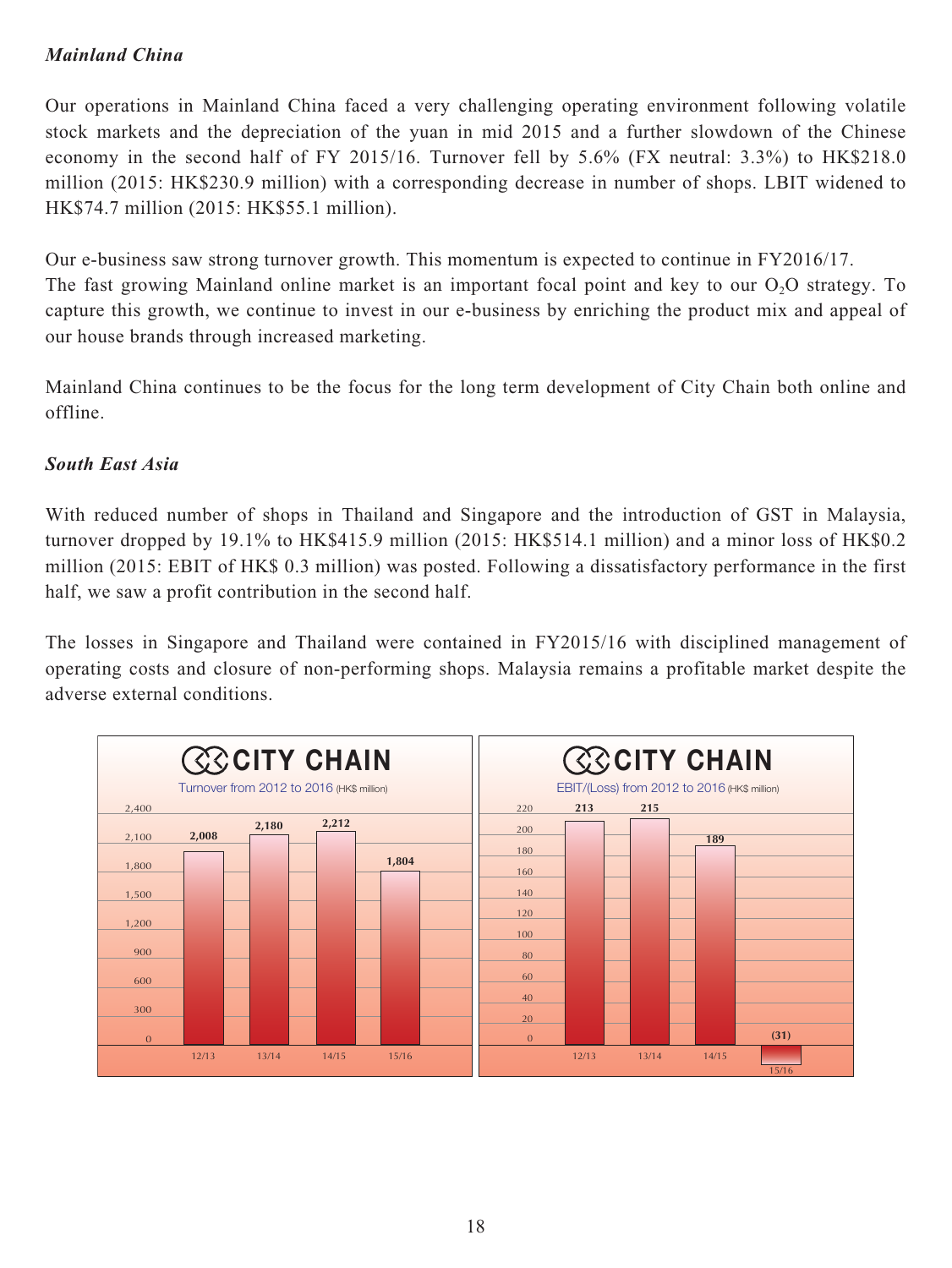*Mainland China*

Our operations in Mainland China faced a very challenging operating environment following volatile stock markets and the depreciation of the yuan in mid 2015 and a further slowdown of the Chinese economy in the second half of FY 2015/16. Turnover fell by 5.6% (FX neutral: 3.3%) to HK$218.0 million (2015: HK$230.9 million) with a corresponding decrease in number of shops. LBIT widened to HK$74.7 million (2015: HK$55.1 million).

Our e-business saw strong turnover growth. This momentum is expected to continue in FY2016/17. The fast growing Mainland online market is an important focal point and key to our $O_2O$ strategy. To capture this growth, we continue to invest in our e-business by enriching the product mix and appeal of our house brands through increased marketing.

Mainland China continues to be the focus for the long term development of City Chain both online and offline.

*South East Asia*

With reduced number of shops in Thailand and Singapore and the introduction of GST in Malaysia, turnover dropped by 19.1% to HK$415.9 million (2015: HK$514.1 million) and a minor loss of HK$0.2 million (2015: EBIT of HK$ 0.3 million) was posted. Following a dissatisfactory performance in the first half, we saw a profit contribution in the second half.

The losses in Singapore and Thailand were contained in FY2015/16 with disciplined management of operating costs and closure of non-performing shops. Malaysia remains a profitable market despite the adverse external conditions.

**CITY CHAIN**

Turnover from 2012 to 2016 (HK$ million)

| Year | Turnover |
|---|---|
| 12/13 | 2,008 |
| 13/14 | 2,180 |
| 14/15 | 2,212 |
| 15/16 | 1,804 |

**CITY CHAIN**

EBIT/(Loss) from 2012 to 2016 (HK$ million)

| Year | EBIT/(Loss) |
|---|---|
| 12/13 | 213 |
| 13/14 | 215 |
| 14/15 | 189 |
| 15/16 | (31) |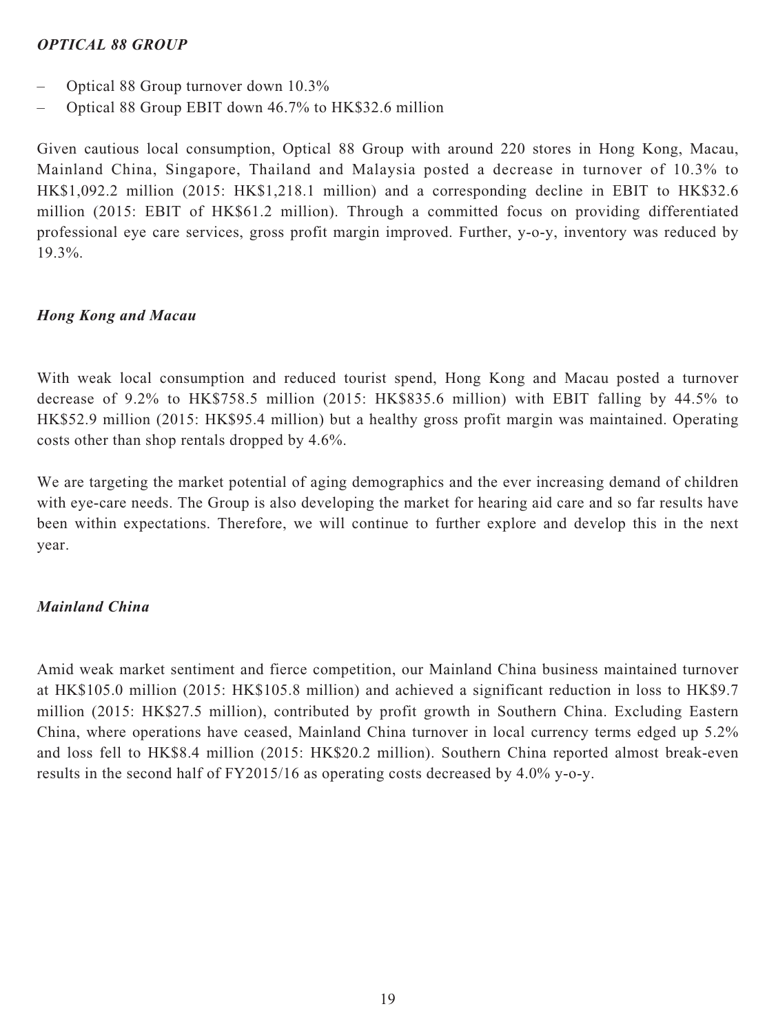### *OPTICAL 88 GROUP*

- Optical 88 Group turnover down 10.3%
- Optical 88 Group EBIT down 46.7% to HK$32.6 million

Given cautious local consumption, Optical 88 Group with around 220 stores in Hong Kong, Macau, Mainland China, Singapore, Thailand and Malaysia posted a decrease in turnover of 10.3% to HK$1,092.2 million (2015: HK$1,218.1 million) and a corresponding decline in EBIT to HK$32.6 million (2015: EBIT of HK$61.2 million). Through a committed focus on providing differentiated professional eye care services, gross profit margin improved. Further, y-o-y, inventory was reduced by 19.3%.

### *Hong Kong and Macau*

With weak local consumption and reduced tourist spend, Hong Kong and Macau posted a turnover decrease of 9.2% to HK$758.5 million (2015: HK$835.6 million) with EBIT falling by 44.5% to HK$52.9 million (2015: HK$95.4 million) but a healthy gross profit margin was maintained. Operating costs other than shop rentals dropped by 4.6%.

We are targeting the market potential of aging demographics and the ever increasing demand of children with eye-care needs. The Group is also developing the market for hearing aid care and so far results have been within expectations. Therefore, we will continue to further explore and develop this in the next year.

### *Mainland China*

Amid weak market sentiment and fierce competition, our Mainland China business maintained turnover at HK$105.0 million (2015: HK$105.8 million) and achieved a significant reduction in loss to HK$9.7 million (2015: HK$27.5 million), contributed by profit growth in Southern China. Excluding Eastern China, where operations have ceased, Mainland China turnover in local currency terms edged up 5.2% and loss fell to HK$8.4 million (2015: HK$20.2 million). Southern China reported almost break-even results in the second half of FY2015/16 as operating costs decreased by 4.0% y-o-y.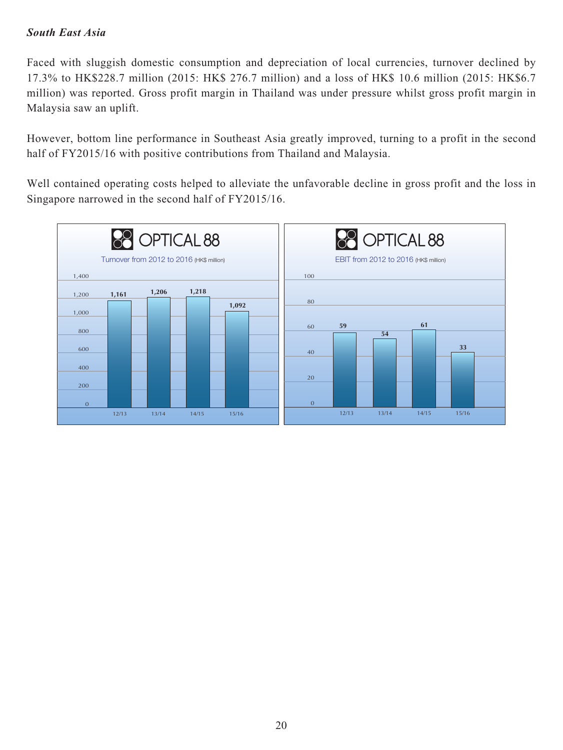*South East Asia*

Faced with sluggish domestic consumption and depreciation of local currencies, turnover declined by 17.3% to HK$228.7 million (2015: HK$ 276.7 million) and a loss of HK$ 10.6 million (2015: HK$6.7 million) was reported. Gross profit margin in Thailand was under pressure whilst gross profit margin in Malaysia saw an uplift.

However, bottom line performance in Southeast Asia greatly improved, turning to a profit in the second half of FY2015/16 with positive contributions from Thailand and Malaysia.

Well contained operating costs helped to alleviate the unfavorable decline in gross profit and the loss in Singapore narrowed in the second half of FY2015/16.

OPTICAL 88

Turnover from 2012 to 2016 (HK$ million)

| Year | Turnover |
|---|---|
| 12/13 | 1,161 |
| 13/14 | 1,206 |
| 14/15 | 1,218 |
| 15/16 | 1,092 |

OPTICAL 88

EBIT from 2012 to 2016 (HK$ million)

| Year | EBIT |
|---|---|
| 12/13 | 59 |
| 13/14 | 54 |
| 14/15 | 61 |
| 15/16 | 33 |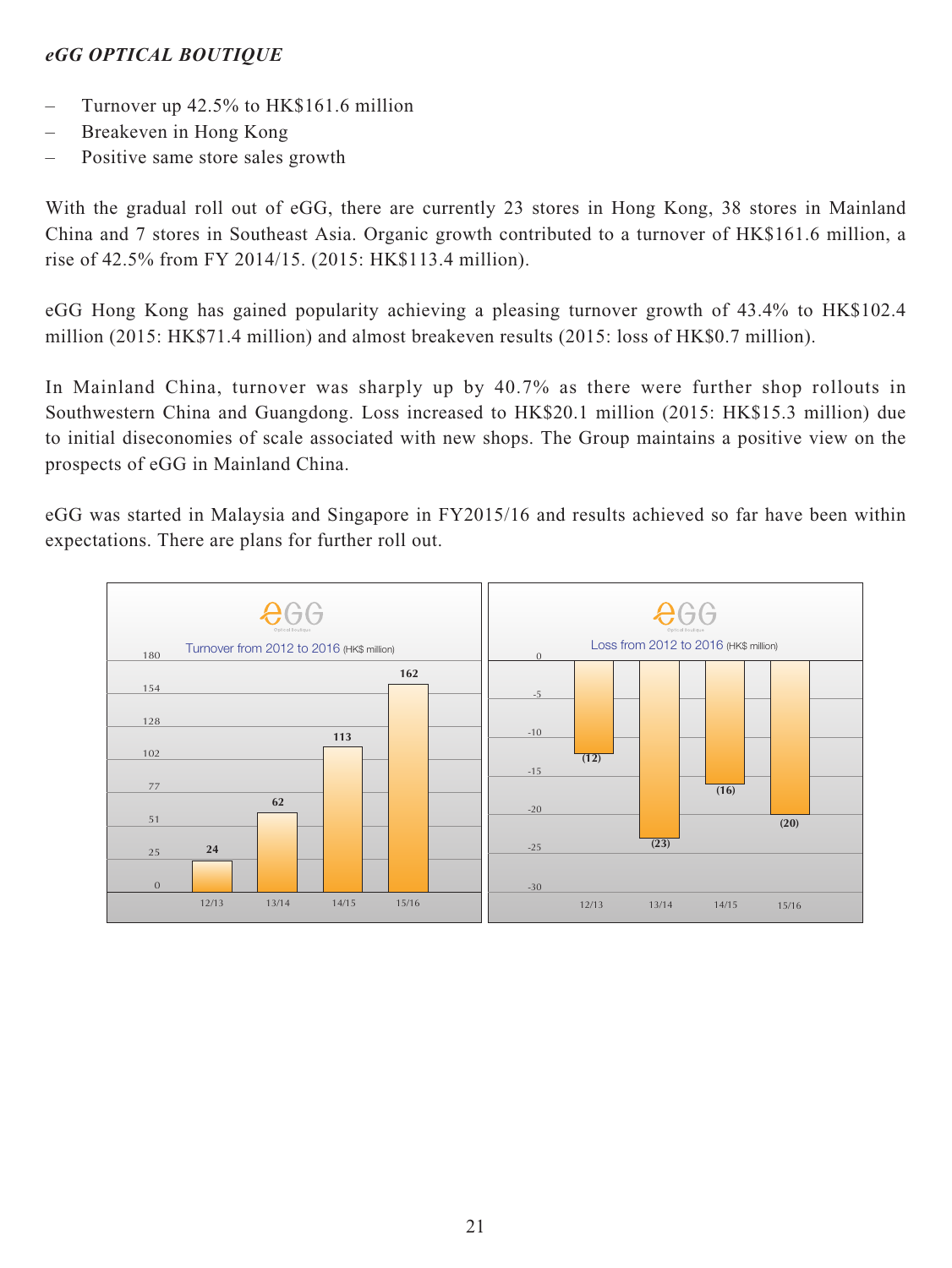***eGG OPTICAL BOUTIQUE***

- Turnover up 42.5% to HK$161.6 million
- Breakeven in Hong Kong
- Positive same store sales growth

With the gradual roll out of eGG, there are currently 23 stores in Hong Kong, 38 stores in Mainland China and 7 stores in Southeast Asia. Organic growth contributed to a turnover of HK$161.6 million, a rise of 42.5% from FY 2014/15. (2015: HK$113.4 million).

eGG Hong Kong has gained popularity achieving a pleasing turnover growth of 43.4% to HK$102.4 million (2015: HK$71.4 million) and almost breakeven results (2015: loss of HK$0.7 million).

In Mainland China, turnover was sharply up by 40.7% as there were further shop rollouts in Southwestern China and Guangdong. Loss increased to HK$20.1 million (2015: HK$15.3 million) due to initial diseconomies of scale associated with new shops. The Group maintains a positive view on the prospects of eGG in Mainland China.

eGG was started in Malaysia and Singapore in FY2015/16 and results achieved so far have been within expectations. There are plans for further roll out.

eGG Optical Boutique

Turnover from 2012 to 2016 (HK$ million)

| Year | Turnover |
|---|---|
| 12/13 | 24 |
| 13/14 | 62 |
| 14/15 | 113 |
| 15/16 | 162 |

eGG Optical Boutique

Loss from 2012 to 2016 (HK$ million)

| Year | Loss |
|---|---|
| 12/13 | (12) |
| 13/14 | (23) |
| 14/15 | (16) |
| 15/16 | (20) |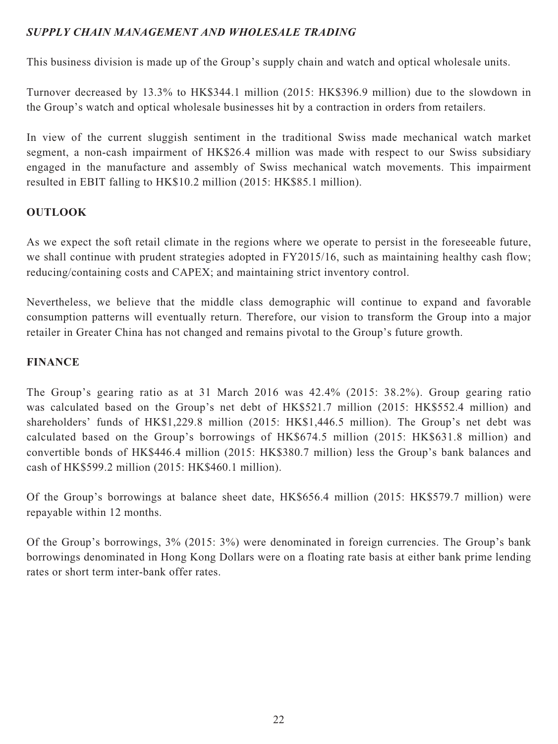### *SUPPLY CHAIN MANAGEMENT AND WHOLESALE TRADING*

This business division is made up of the Group's supply chain and watch and optical wholesale units.

Turnover decreased by 13.3% to HK$344.1 million (2015: HK$396.9 million) due to the slowdown in the Group's watch and optical wholesale businesses hit by a contraction in orders from retailers.

In view of the current sluggish sentiment in the traditional Swiss made mechanical watch market segment, a non-cash impairment of HK$26.4 million was made with respect to our Swiss subsidiary engaged in the manufacture and assembly of Swiss mechanical watch movements. This impairment resulted in EBIT falling to HK$10.2 million (2015: HK$85.1 million).

## OUTLOOK

As we expect the soft retail climate in the regions where we operate to persist in the foreseeable future, we shall continue with prudent strategies adopted in FY2015/16, such as maintaining healthy cash flow; reducing/containing costs and CAPEX; and maintaining strict inventory control.

Nevertheless, we believe that the middle class demographic will continue to expand and favorable consumption patterns will eventually return. Therefore, our vision to transform the Group into a major retailer in Greater China has not changed and remains pivotal to the Group's future growth.

## FINANCE

The Group's gearing ratio as at 31 March 2016 was 42.4% (2015: 38.2%). Group gearing ratio was calculated based on the Group's net debt of HK$521.7 million (2015: HK$552.4 million) and shareholders' funds of HK$1,229.8 million (2015: HK$1,446.5 million). The Group's net debt was calculated based on the Group's borrowings of HK$674.5 million (2015: HK$631.8 million) and convertible bonds of HK$446.4 million (2015: HK$380.7 million) less the Group's bank balances and cash of HK$599.2 million (2015: HK$460.1 million).

Of the Group's borrowings at balance sheet date, HK$656.4 million (2015: HK$579.7 million) were repayable within 12 months.

Of the Group's borrowings, 3% (2015: 3%) were denominated in foreign currencies. The Group's bank borrowings denominated in Hong Kong Dollars were on a floating rate basis at either bank prime lending rates or short term inter-bank offer rates.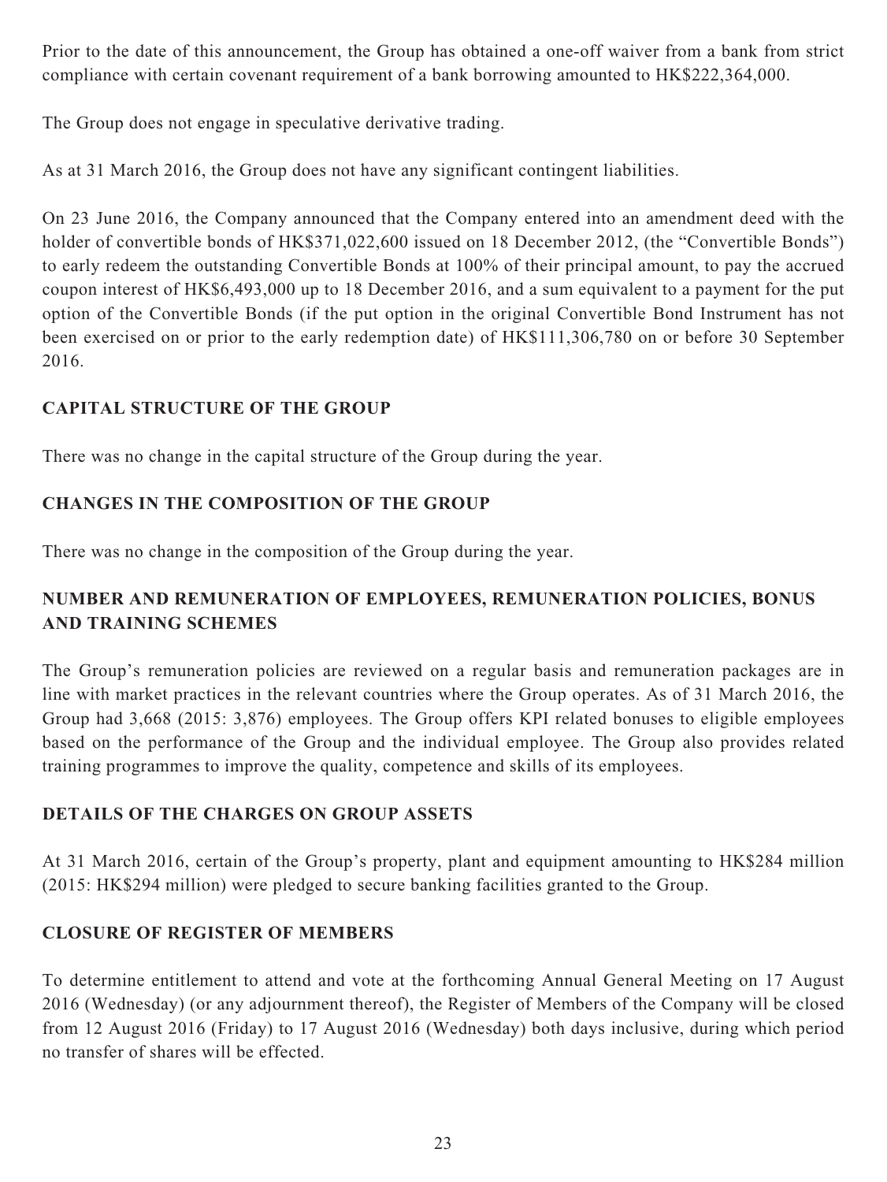Prior to the date of this announcement, the Group has obtained a one-off waiver from a bank from strict compliance with certain covenant requirement of a bank borrowing amounted to HK$222,364,000.

The Group does not engage in speculative derivative trading.

As at 31 March 2016, the Group does not have any significant contingent liabilities.

On 23 June 2016, the Company announced that the Company entered into an amendment deed with the holder of convertible bonds of HK$371,022,600 issued on 18 December 2012, (the "Convertible Bonds") to early redeem the outstanding Convertible Bonds at 100% of their principal amount, to pay the accrued coupon interest of HK$6,493,000 up to 18 December 2016, and a sum equivalent to a payment for the put option of the Convertible Bonds (if the put option in the original Convertible Bond Instrument has not been exercised on or prior to the early redemption date) of HK$111,306,780 on or before 30 September 2016.

## CAPITAL STRUCTURE OF THE GROUP

There was no change in the capital structure of the Group during the year.

## CHANGES IN THE COMPOSITION OF THE GROUP

There was no change in the composition of the Group during the year.

## NUMBER AND REMUNERATION OF EMPLOYEES, REMUNERATION POLICIES, BONUS AND TRAINING SCHEMES

The Group's remuneration policies are reviewed on a regular basis and remuneration packages are in line with market practices in the relevant countries where the Group operates. As of 31 March 2016, the Group had 3,668 (2015: 3,876) employees. The Group offers KPI related bonuses to eligible employees based on the performance of the Group and the individual employee. The Group also provides related training programmes to improve the quality, competence and skills of its employees.

## DETAILS OF THE CHARGES ON GROUP ASSETS

At 31 March 2016, certain of the Group's property, plant and equipment amounting to HK$284 million (2015: HK$294 million) were pledged to secure banking facilities granted to the Group.

## CLOSURE OF REGISTER OF MEMBERS

To determine entitlement to attend and vote at the forthcoming Annual General Meeting on 17 August 2016 (Wednesday) (or any adjournment thereof), the Register of Members of the Company will be closed from 12 August 2016 (Friday) to 17 August 2016 (Wednesday) both days inclusive, during which period no transfer of shares will be effected.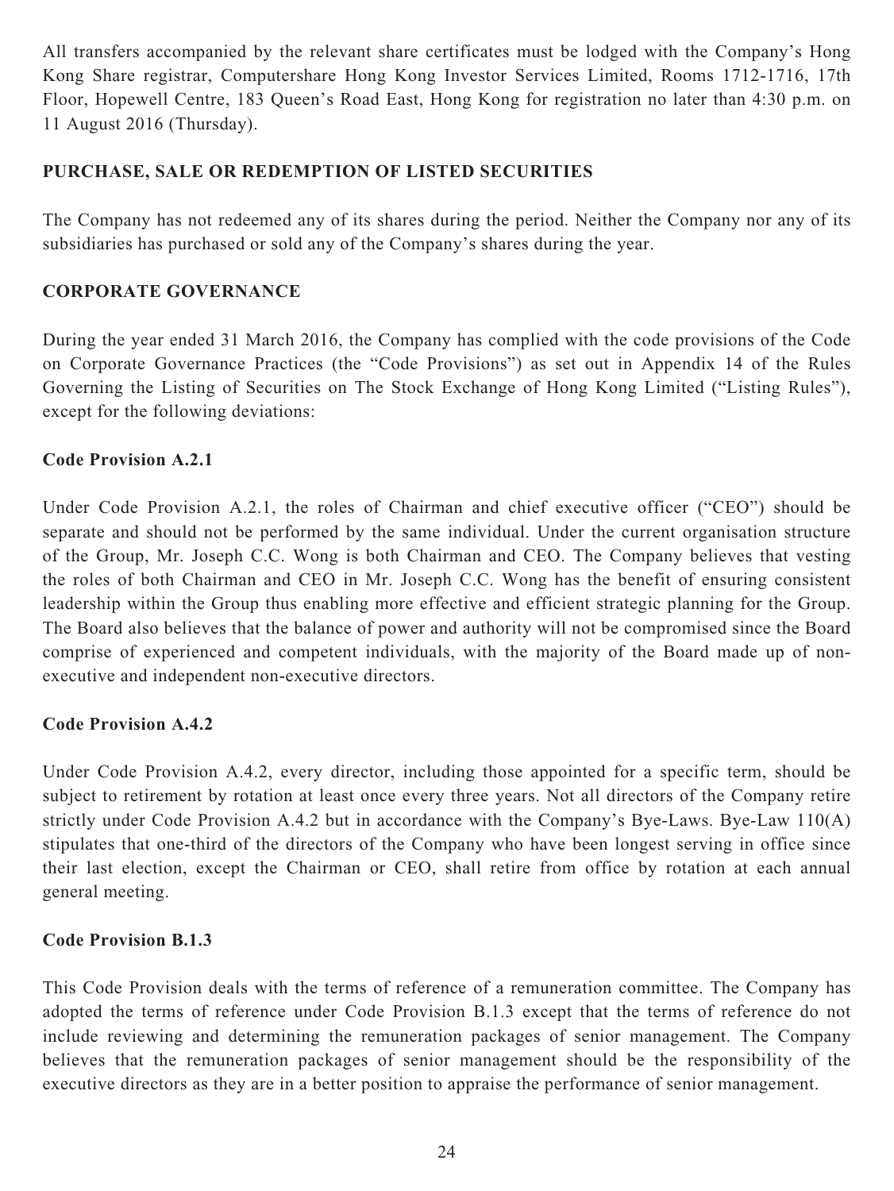All transfers accompanied by the relevant share certificates must be lodged with the Company's Hong Kong Share registrar, Computershare Hong Kong Investor Services Limited, Rooms 1712-1716, 17th Floor, Hopewell Centre, 183 Queen's Road East, Hong Kong for registration no later than 4:30 p.m. on 11 August 2016 (Thursday).

## PURCHASE, SALE OR REDEMPTION OF LISTED SECURITIES

The Company has not redeemed any of its shares during the period. Neither the Company nor any of its subsidiaries has purchased or sold any of the Company's shares during the year.

## CORPORATE GOVERNANCE

During the year ended 31 March 2016, the Company has complied with the code provisions of the Code on Corporate Governance Practices (the "Code Provisions") as set out in Appendix 14 of the Rules Governing the Listing of Securities on The Stock Exchange of Hong Kong Limited ("Listing Rules"), except for the following deviations:

### Code Provision A.2.1

Under Code Provision A.2.1, the roles of Chairman and chief executive officer ("CEO") should be separate and should not be performed by the same individual. Under the current organisation structure of the Group, Mr. Joseph C.C. Wong is both Chairman and CEO. The Company believes that vesting the roles of both Chairman and CEO in Mr. Joseph C.C. Wong has the benefit of ensuring consistent leadership within the Group thus enabling more effective and efficient strategic planning for the Group. The Board also believes that the balance of power and authority will not be compromised since the Board comprise of experienced and competent individuals, with the majority of the Board made up of non-executive and independent non-executive directors.

### Code Provision A.4.2

Under Code Provision A.4.2, every director, including those appointed for a specific term, should be subject to retirement by rotation at least once every three years. Not all directors of the Company retire strictly under Code Provision A.4.2 but in accordance with the Company's Bye-Laws. Bye-Law 110(A) stipulates that one-third of the directors of the Company who have been longest serving in office since their last election, except the Chairman or CEO, shall retire from office by rotation at each annual general meeting.

### Code Provision B.1.3

This Code Provision deals with the terms of reference of a remuneration committee. The Company has adopted the terms of reference under Code Provision B.1.3 except that the terms of reference do not include reviewing and determining the remuneration packages of senior management. The Company believes that the remuneration packages of senior management should be the responsibility of the executive directors as they are in a better position to appraise the performance of senior management.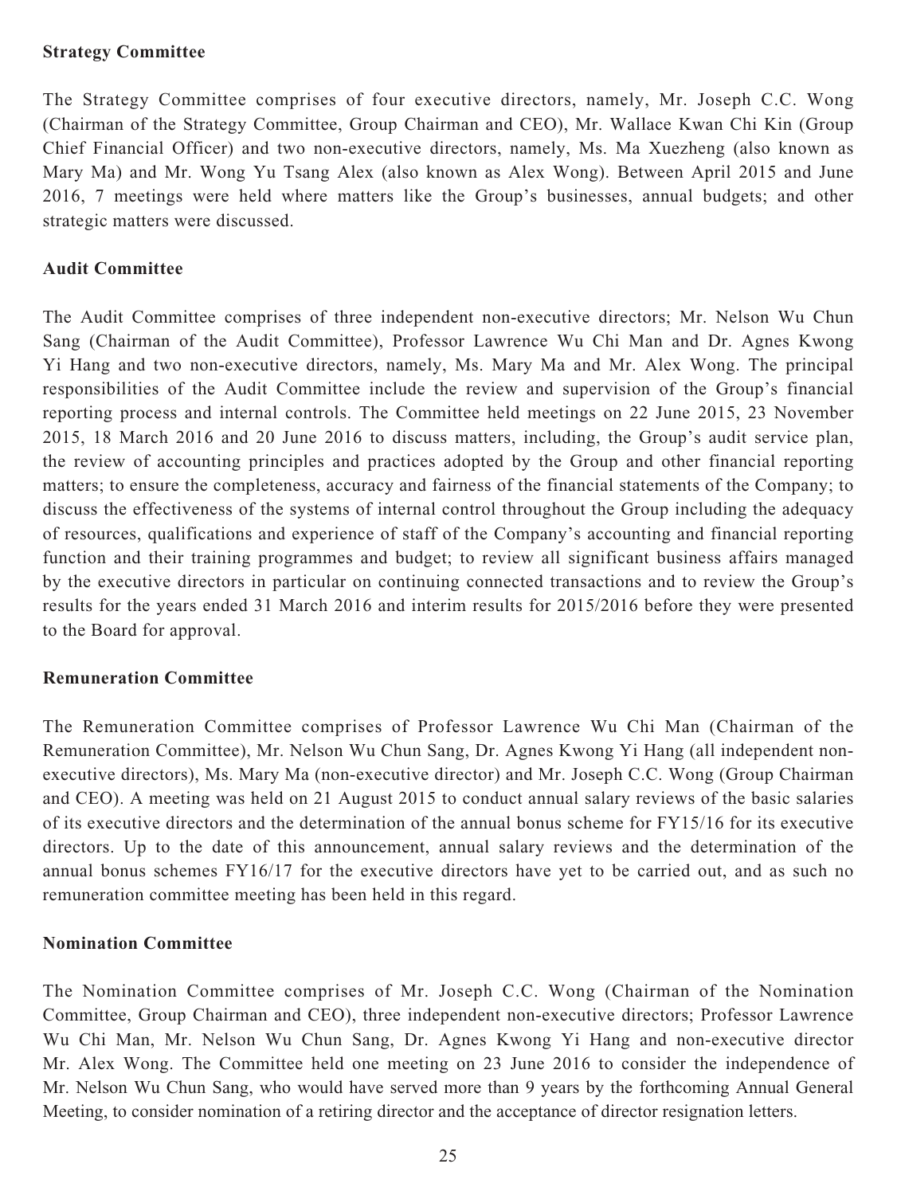**Strategy Committee**

The Strategy Committee comprises of four executive directors, namely, Mr. Joseph C.C. Wong (Chairman of the Strategy Committee, Group Chairman and CEO), Mr. Wallace Kwan Chi Kin (Group Chief Financial Officer) and two non-executive directors, namely, Ms. Ma Xuezheng (also known as Mary Ma) and Mr. Wong Yu Tsang Alex (also known as Alex Wong). Between April 2015 and June 2016, 7 meetings were held where matters like the Group's businesses, annual budgets; and other strategic matters were discussed.

**Audit Committee**

The Audit Committee comprises of three independent non-executive directors; Mr. Nelson Wu Chun Sang (Chairman of the Audit Committee), Professor Lawrence Wu Chi Man and Dr. Agnes Kwong Yi Hang and two non-executive directors, namely, Ms. Mary Ma and Mr. Alex Wong. The principal responsibilities of the Audit Committee include the review and supervision of the Group's financial reporting process and internal controls. The Committee held meetings on 22 June 2015, 23 November 2015, 18 March 2016 and 20 June 2016 to discuss matters, including, the Group's audit service plan, the review of accounting principles and practices adopted by the Group and other financial reporting matters; to ensure the completeness, accuracy and fairness of the financial statements of the Company; to discuss the effectiveness of the systems of internal control throughout the Group including the adequacy of resources, qualifications and experience of staff of the Company's accounting and financial reporting function and their training programmes and budget; to review all significant business affairs managed by the executive directors in particular on continuing connected transactions and to review the Group's results for the years ended 31 March 2016 and interim results for 2015/2016 before they were presented to the Board for approval.

**Remuneration Committee**

The Remuneration Committee comprises of Professor Lawrence Wu Chi Man (Chairman of the Remuneration Committee), Mr. Nelson Wu Chun Sang, Dr. Agnes Kwong Yi Hang (all independent non-executive directors), Ms. Mary Ma (non-executive director) and Mr. Joseph C.C. Wong (Group Chairman and CEO). A meeting was held on 21 August 2015 to conduct annual salary reviews of the basic salaries of its executive directors and the determination of the annual bonus scheme for FY15/16 for its executive directors. Up to the date of this announcement, annual salary reviews and the determination of the annual bonus schemes FY16/17 for the executive directors have yet to be carried out, and as such no remuneration committee meeting has been held in this regard.

**Nomination Committee**

The Nomination Committee comprises of Mr. Joseph C.C. Wong (Chairman of the Nomination Committee, Group Chairman and CEO), three independent non-executive directors; Professor Lawrence Wu Chi Man, Mr. Nelson Wu Chun Sang, Dr. Agnes Kwong Yi Hang and non-executive director Mr. Alex Wong. The Committee held one meeting on 23 June 2016 to consider the independence of Mr. Nelson Wu Chun Sang, who would have served more than 9 years by the forthcoming Annual General Meeting, to consider nomination of a retiring director and the acceptance of director resignation letters.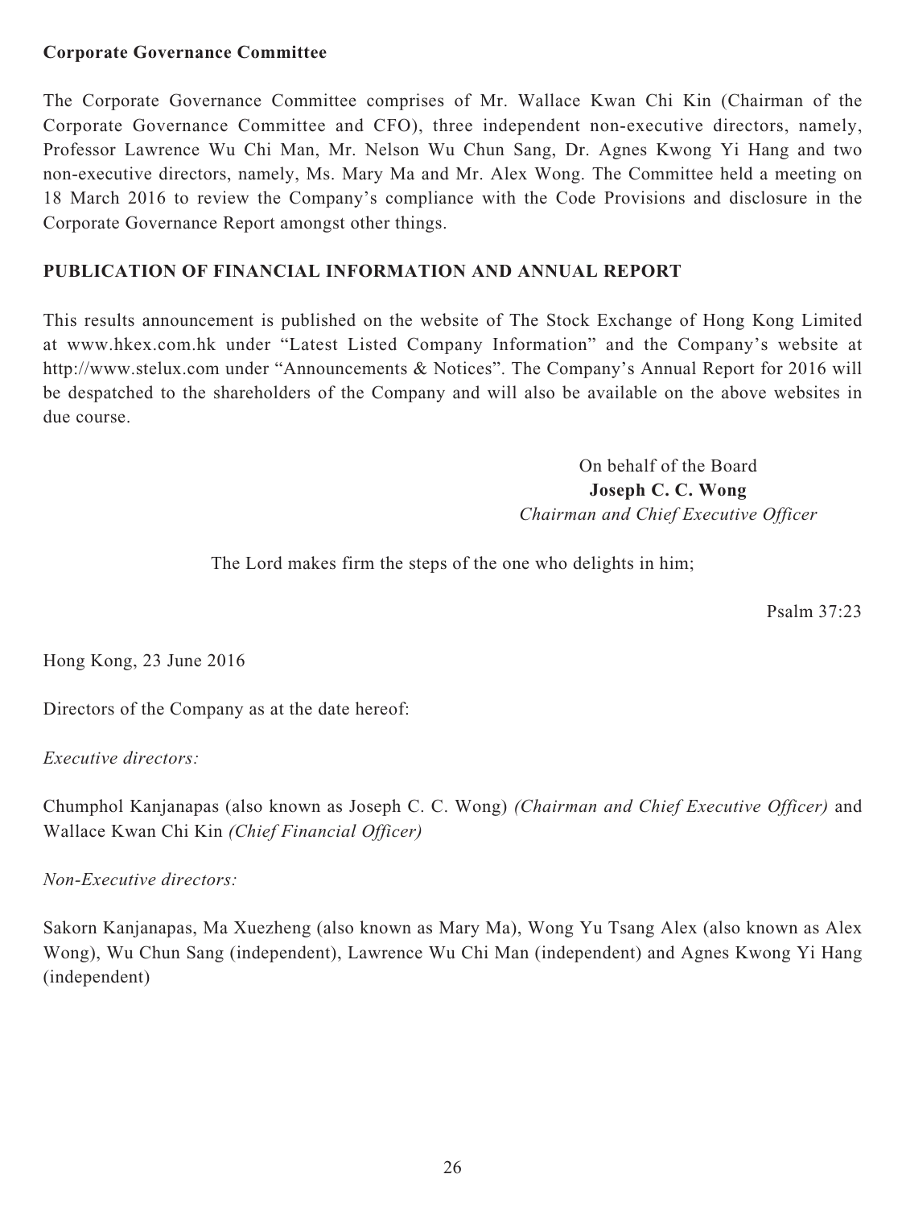**Corporate Governance Committee**

The Corporate Governance Committee comprises of Mr. Wallace Kwan Chi Kin (Chairman of the Corporate Governance Committee and CFO), three independent non-executive directors, namely, Professor Lawrence Wu Chi Man, Mr. Nelson Wu Chun Sang, Dr. Agnes Kwong Yi Hang and two non-executive directors, namely, Ms. Mary Ma and Mr. Alex Wong. The Committee held a meeting on 18 March 2016 to review the Company's compliance with the Code Provisions and disclosure in the Corporate Governance Report amongst other things.

## PUBLICATION OF FINANCIAL INFORMATION AND ANNUAL REPORT

This results announcement is published on the website of The Stock Exchange of Hong Kong Limited at www.hkex.com.hk under "Latest Listed Company Information" and the Company's website at http://www.stelux.com under "Announcements & Notices". The Company's Annual Report for 2016 will be despatched to the shareholders of the Company and will also be available on the above websites in due course.

On behalf of the Board
**Joseph C. C. Wong**
*Chairman and Chief Executive Officer*

The Lord makes firm the steps of the one who delights in him;

Psalm 37:23

Hong Kong, 23 June 2016

Directors of the Company as at the date hereof:

*Executive directors:*

Chumphol Kanjanapas (also known as Joseph C. C. Wong) *(Chairman and Chief Executive Officer)* and Wallace Kwan Chi Kin *(Chief Financial Officer)*

*Non-Executive directors:*

Sakorn Kanjanapas, Ma Xuezheng (also known as Mary Ma), Wong Yu Tsang Alex (also known as Alex Wong), Wu Chun Sang (independent), Lawrence Wu Chi Man (independent) and Agnes Kwong Yi Hang (independent)